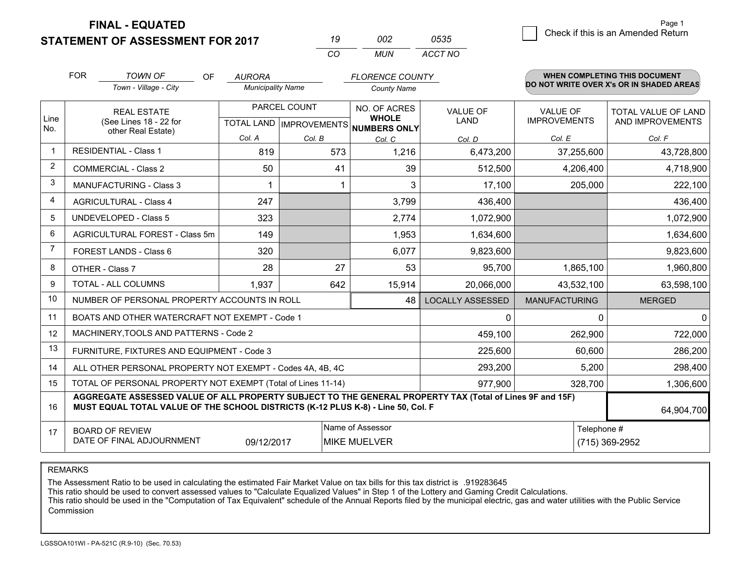# FINAL - EQUATED
## STATEMENT OF ASSESSMENT FOR 2017

| 19 | 002 | 0535 |
|---|---|---|
| CO | MUN | ACCT NO |

☐ Check if this is an Amended Return

FOR *TOWN OF* (Town - Village - City) OF *AURORA* (Municipality Name) *FLORENCE COUNTY* (County Name)

**WHEN COMPLETING THIS DOCUMENT DO NOT WRITE OVER X's OR IN SHADED AREAS**

| Line No. | REAL ESTATE (See Lines 18 - 22 for other Real Estate) | PARCEL COUNT TOTAL LAND Col. A | PARCEL COUNT IMPROVEMENTS Col. B | NO. OF ACRES WHOLE NUMBERS ONLY Col. C | VALUE OF LAND Col. D | VALUE OF IMPROVEMENTS Col. E | TOTAL VALUE OF LAND AND IMPROVEMENTS Col. F |
|---|---|---|---|---|---|---|---|
| 1 | RESIDENTIAL - Class 1 | 819 | 573 | 1,216 | 6,473,200 | 37,255,600 | 43,728,800 |
| 2 | COMMERCIAL - Class 2 | 50 | 41 | 39 | 512,500 | 4,206,400 | 4,718,900 |
| 3 | MANUFACTURING - Class 3 | 1 | 1 | 3 | 17,100 | 205,000 | 222,100 |
| 4 | AGRICULTURAL - Class 4 | 247 | | 3,799 | 436,400 | | 436,400 |
| 5 | UNDEVELOPED - Class 5 | 323 | | 2,774 | 1,072,900 | | 1,072,900 |
| 6 | AGRICULTURAL FOREST - Class 5m | 149 | | 1,953 | 1,634,600 | | 1,634,600 |
| 7 | FOREST LANDS - Class 6 | 320 | | 6,077 | 9,823,600 | | 9,823,600 |
| 8 | OTHER - Class 7 | 28 | 27 | 53 | 95,700 | 1,865,100 | 1,960,800 |
| 9 | TOTAL - ALL COLUMNS | 1,937 | 642 | 15,914 | 20,066,000 | 43,532,100 | 63,598,100 |
| 10 | NUMBER OF PERSONAL PROPERTY ACCOUNTS IN ROLL | | | 48 | LOCALLY ASSESSED | MANUFACTURING | MERGED |
| 11 | BOATS AND OTHER WATERCRAFT NOT EXEMPT - Code 1 | | | | 0 | 0 | 0 |
| 12 | MACHINERY,TOOLS AND PATTERNS - Code 2 | | | | 459,100 | 262,900 | 722,000 |
| 13 | FURNITURE, FIXTURES AND EQUIPMENT - Code 3 | | | | 225,600 | 60,600 | 286,200 |
| 14 | ALL OTHER PERSONAL PROPERTY NOT EXEMPT - Codes 4A, 4B, 4C | | | | 293,200 | 5,200 | 298,400 |
| 15 | TOTAL OF PERSONAL PROPERTY NOT EXEMPT (Total of Lines 11-14) | | | | 977,900 | 328,700 | 1,306,600 |
| 16 | **AGGREGATE ASSESSED VALUE OF ALL PROPERTY SUBJECT TO THE GENERAL PROPERTY TAX (Total of Lines 9F and 15F) MUST EQUAL TOTAL VALUE OF THE SCHOOL DISTRICTS (K-12 PLUS K-8) - Line 50, Col. F** | | | | | | 64,904,700 |
| 17 | BOARD OF REVIEW DATE OF FINAL ADJOURNMENT | 09/12/2017 | Name of Assessor: MIKE MUELVER | | | Telephone #: (715) 369-2952 | |

REMARKS

The Assessment Ratio to be used in calculating the estimated Fair Market Value on tax bills for this tax district is .919283645
This ratio should be used to convert assessed values to "Calculate Equalized Values" in Step 1 of the Lottery and Gaming Credit Calculations.
This ratio should be used in the "Computation of Tax Equivalent" schedule of the Annual Reports filed by the municipal electric, gas and water utilities with the Public Service Commission

LGSSOA101WI - PA-521C (R.9-10) (Sec. 70.53)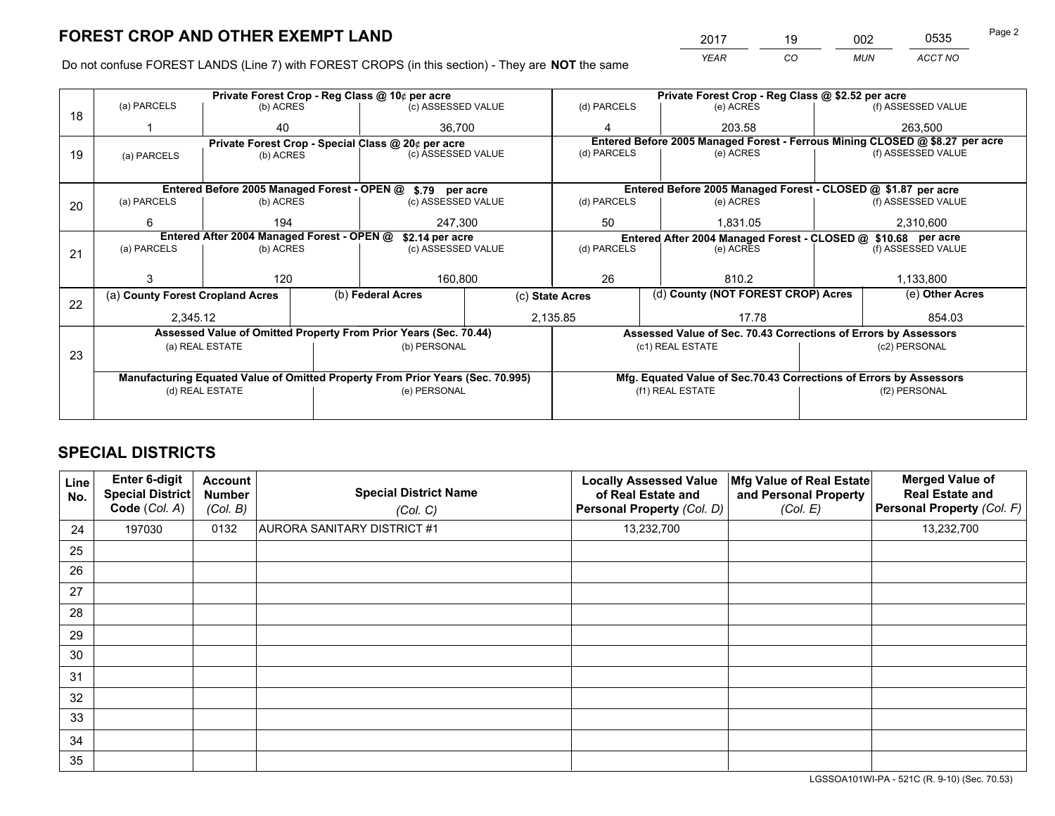# FOREST CROP AND OTHER EXEMPT LAND

| 2017 | 19 | 002 | 0535 |
|---|---|---|---|
| *YEAR* | *CO* | *MUN* | *ACCT NO* |

Do not confuse FOREST LANDS (Line 7) with FOREST CROPS (in this section) - They are **NOT** the same

| Line | Private Forest Crop - Reg Class @ 10¢ per acre | | | Private Forest Crop - Reg Class @ $2.52 per acre | | |
|---|---|---|---|---|---|---|
| 18 | (a) PARCELS | (b) ACRES | (c) ASSESSED VALUE | (d) PARCELS | (e) ACRES | (f) ASSESSED VALUE |
| | 1 | 40 | 36,700 | 4 | 203.58 | 263,500 |
| | **Private Forest Crop - Special Class @ 20¢ per acre** | | | **Entered Before 2005 Managed Forest - Ferrous Mining CLOSED @ $8.27 per acre** | | |
| 19 | (a) PARCELS | (b) ACRES | (c) ASSESSED VALUE | (d) PARCELS | (e) ACRES | (f) ASSESSED VALUE |
| | | | | | | |
| | **Entered Before 2005 Managed Forest - OPEN @ $.79 per acre** | | | **Entered Before 2005 Managed Forest - CLOSED @ $1.87 per acre** | | |
| 20 | (a) PARCELS | (b) ACRES | (c) ASSESSED VALUE | (d) PARCELS | (e) ACRES | (f) ASSESSED VALUE |
| | 6 | 194 | 247,300 | 50 | 1,831.05 | 2,310,600 |
| | **Entered After 2004 Managed Forest - OPEN @ $2.14 per acre** | | | **Entered After 2004 Managed Forest - CLOSED @ $10.68 per acre** | | |
| 21 | (a) PARCELS | (b) ACRES | (c) ASSESSED VALUE | (d) PARCELS | (e) ACRES | (f) ASSESSED VALUE |
| | 3 | 120 | 160,800 | 26 | 810.2 | 1,133,800 |

| Line | (a) County Forest Cropland Acres | (b) Federal Acres | (c) State Acres | (d) County (NOT FOREST CROP) Acres | (e) Other Acres |
|---|---|---|---|---|---|
| 22 | 2,345.12 | | 2,135.85 | 17.78 | 854.03 |

| Line | Assessed Value of Omitted Property From Prior Years (Sec. 70.44) | | Assessed Value of Sec. 70.43 Corrections of Errors by Assessors | |
|---|---|---|---|---|
| 23 | (a) REAL ESTATE | (b) PERSONAL | (c1) REAL ESTATE | (c2) PERSONAL |
| | | | | |
| | **Manufacturing Equated Value of Omitted Property From Prior Years (Sec. 70.995)** | | **Mfg. Equated Value of Sec.70.43 Corrections of Errors by Assessors** | |
| | (d) REAL ESTATE | (e) PERSONAL | (f1) REAL ESTATE | (f2) PERSONAL |
| | | | | |

# SPECIAL DISTRICTS

| Line No. | Enter 6-digit Special District Code (*Col. A*) | Account Number (*Col. B*) | Special District Name (*Col. C*) | Locally Assessed Value of Real Estate and Personal Property (*Col. D*) | Mfg Value of Real Estate and Personal Property (*Col. E*) | Merged Value of Real Estate and Personal Property (*Col. F*) |
|---|---|---|---|---|---|---|
| 24 | 197030 | 0132 | AURORA SANITARY DISTRICT #1 | 13,232,700 | | 13,232,700 |
| 25 | | | | | | |
| 26 | | | | | | |
| 27 | | | | | | |
| 28 | | | | | | |
| 29 | | | | | | |
| 30 | | | | | | |
| 31 | | | | | | |
| 32 | | | | | | |
| 33 | | | | | | |
| 34 | | | | | | |
| 35 | | | | | | |

LGSSOA101WI-PA - 521C (R. 9-10) (Sec. 70.53)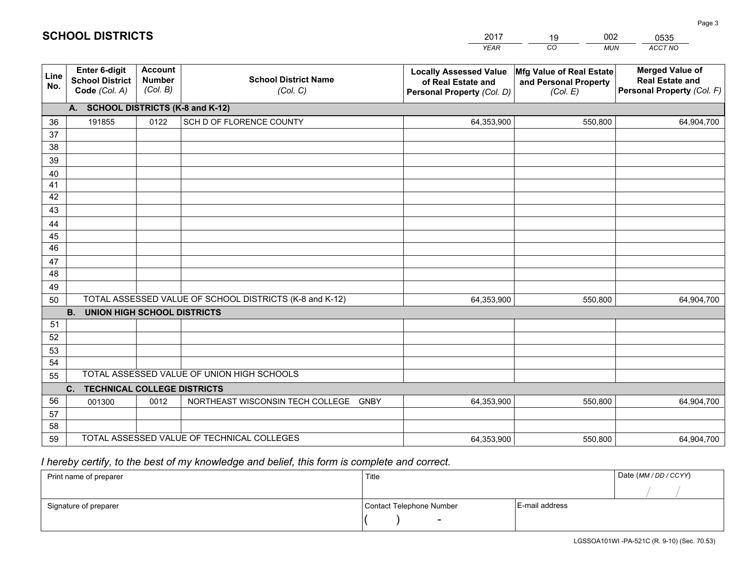# SCHOOL DISTRICTS

| 2017 | 19 | 002 | 0535 |
|---|---|---|---|
| YEAR | CO | MUN | ACCT NO |

| Line No. | Enter 6-digit School District Code (Col. A) | Account Number (Col. B) | School District Name (Col. C) | Locally Assessed Value of Real Estate and Personal Property (Col. D) | Mfg Value of Real Estate and Personal Property (Col. E) | Merged Value of Real Estate and Personal Property (Col. F) |
|---|---|---|---|---|---|---|
| | **A. SCHOOL DISTRICTS (K-8 and K-12)** | | | | | |
| 36 | 191855 | 0122 | SCH D OF FLORENCE COUNTY | 64,353,900 | 550,800 | 64,904,700 |
| 37 | | | | | | |
| 38 | | | | | | |
| 39 | | | | | | |
| 40 | | | | | | |
| 41 | | | | | | |
| 42 | | | | | | |
| 43 | | | | | | |
| 44 | | | | | | |
| 45 | | | | | | |
| 46 | | | | | | |
| 47 | | | | | | |
| 48 | | | | | | |
| 49 | | | | | | |
| 50 | TOTAL ASSESSED VALUE OF SCHOOL DISTRICTS (K-8 and K-12) | | | 64,353,900 | 550,800 | 64,904,700 |
| | **B. UNION HIGH SCHOOL DISTRICTS** | | | | | |
| 51 | | | | | | |
| 52 | | | | | | |
| 53 | | | | | | |
| 54 | | | | | | |
| 55 | TOTAL ASSESSED VALUE OF UNION HIGH SCHOOLS | | | | | |
| | **C. TECHNICAL COLLEGE DISTRICTS** | | | | | |
| 56 | 001300 | 0012 | NORTHEAST WISCONSIN TECH COLLEGE GNBY | 64,353,900 | 550,800 | 64,904,700 |
| 57 | | | | | | |
| 58 | | | | | | |
| 59 | TOTAL ASSESSED VALUE OF TECHNICAL COLLEGES | | | 64,353,900 | 550,800 | 64,904,700 |

*I hereby certify, to the best of my knowledge and belief, this form is complete and correct.*

| Print name of preparer | Title | | Date (MM / DD / CCYY) |
|---|---|---|---|
| | | | / / |
| Signature of preparer | Contact Telephone Number | E-mail address | |
| | ( ) - | | |

LGSSOA101WI -PA-521C (R. 9-10) (Sec. 70.53)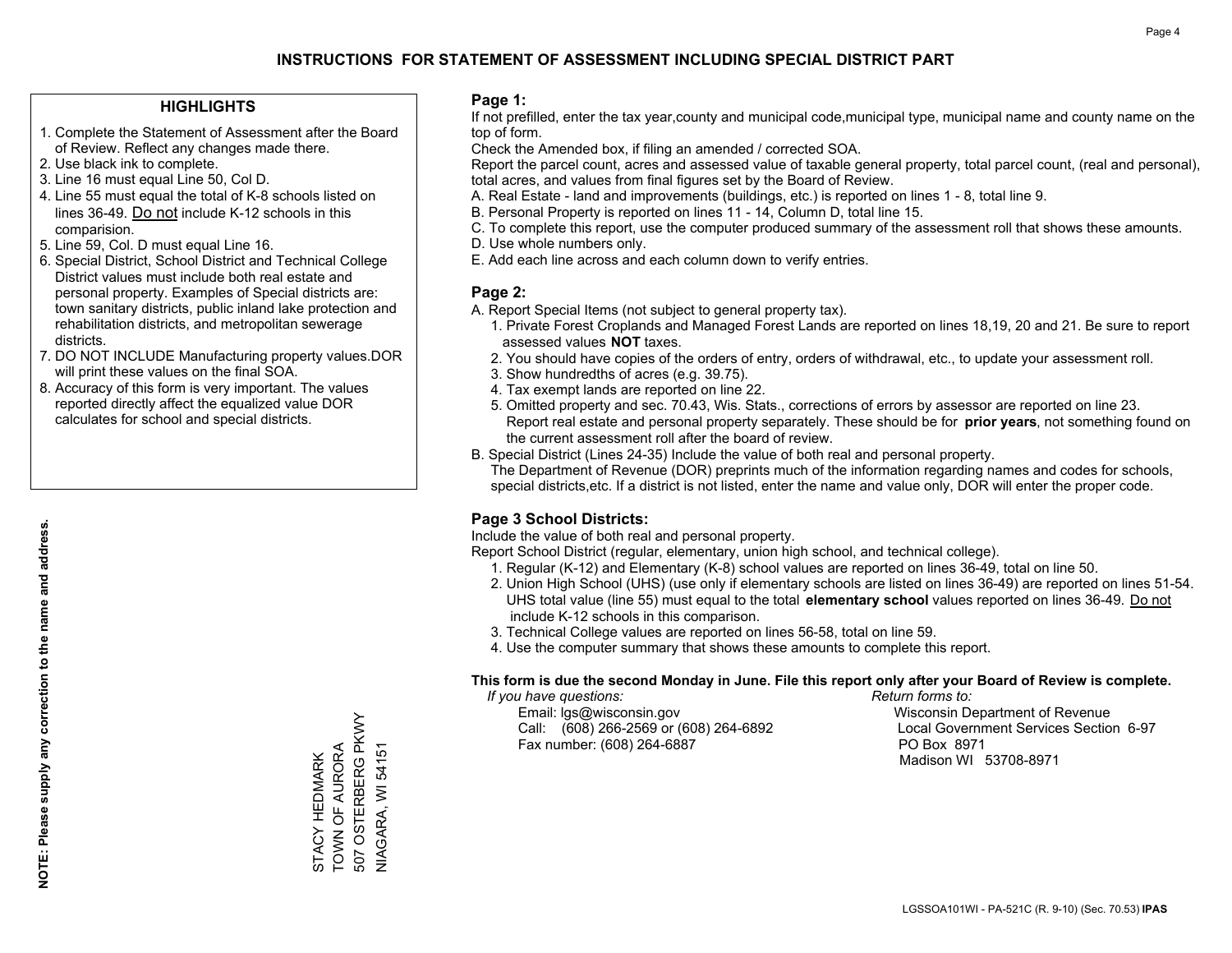# INSTRUCTIONS FOR STATEMENT OF ASSESSMENT INCLUDING SPECIAL DISTRICT PART

## HIGHLIGHTS

1. Complete the Statement of Assessment after the Board of Review. Reflect any changes made there.
2. Use black ink to complete.
3. Line 16 must equal Line 50, Col D.
4. Line 55 must equal the total of K-8 schools listed on lines 36-49. Do not include K-12 schools in this comparision.
5. Line 59, Col. D must equal Line 16.
6. Special District, School District and Technical College District values must include both real estate and personal property. Examples of Special districts are: town sanitary districts, public inland lake protection and rehabilitation districts, and metropolitan sewerage districts.
7. DO NOT INCLUDE Manufacturing property values.DOR will print these values on the final SOA.
8. Accuracy of this form is very important. The values reported directly affect the equalized value DOR calculates for school and special districts.

**NOTE: Please supply any correction to the name and address.**

STACY HEDMARK
TOWN OF AURORA
507 OSTERBERG PKWY
NIAGARA, WI 54151

## Page 1:

If not prefilled, enter the tax year,county and municipal code,municipal type, municipal name and county name on the top of form.

Check the Amended box, if filing an amended / corrected SOA.

Report the parcel count, acres and assessed value of taxable general property, total parcel count, (real and personal), total acres, and values from final figures set by the Board of Review.

A. Real Estate - land and improvements (buildings, etc.) is reported on lines 1 - 8, total line 9.
B. Personal Property is reported on lines 11 - 14, Column D, total line 15.
C. To complete this report, use the computer produced summary of the assessment roll that shows these amounts.
D. Use whole numbers only.
E. Add each line across and each column down to verify entries.

## Page 2:

A. Report Special Items (not subject to general property tax).
   1. Private Forest Croplands and Managed Forest Lands are reported on lines 18,19, 20 and 21. Be sure to report assessed values **NOT** taxes.
   2. You should have copies of the orders of entry, orders of withdrawal, etc., to update your assessment roll.
   3. Show hundredths of acres (e.g. 39.75).
   4. Tax exempt lands are reported on line 22.
   5. Omitted property and sec. 70.43, Wis. Stats., corrections of errors by assessor are reported on line 23. Report real estate and personal property separately. These should be for **prior years**, not something found on the current assessment roll after the board of review.
B. Special District (Lines 24-35) Include the value of both real and personal property.
   The Department of Revenue (DOR) preprints much of the information regarding names and codes for schools, special districts,etc. If a district is not listed, enter the name and value only, DOR will enter the proper code.

## Page 3 School Districts:

Include the value of both real and personal property.

Report School District (regular, elementary, union high school, and technical college).

1. Regular (K-12) and Elementary (K-8) school values are reported on lines 36-49, total on line 50.
2. Union High School (UHS) (use only if elementary schools are listed on lines 36-49) are reported on lines 51-54. UHS total value (line 55) must equal to the total **elementary school** values reported on lines 36-49. Do not include K-12 schools in this comparison.
3. Technical College values are reported on lines 56-58, total on line 59.
4. Use the computer summary that shows these amounts to complete this report.

**This form is due the second Monday in June. File this report only after your Board of Review is complete.**

*If you have questions:*
Email: lgs@wisconsin.gov
Call: (608) 266-2569 or (608) 264-6892
Fax number: (608) 264-6887

*Return forms to:*
Wisconsin Department of Revenue
Local Government Services Section 6-97
PO Box 8971
Madison WI 53708-8971

LGSSOA101WI - PA-521C (R. 9-10) (Sec. 70.53) **IPAS**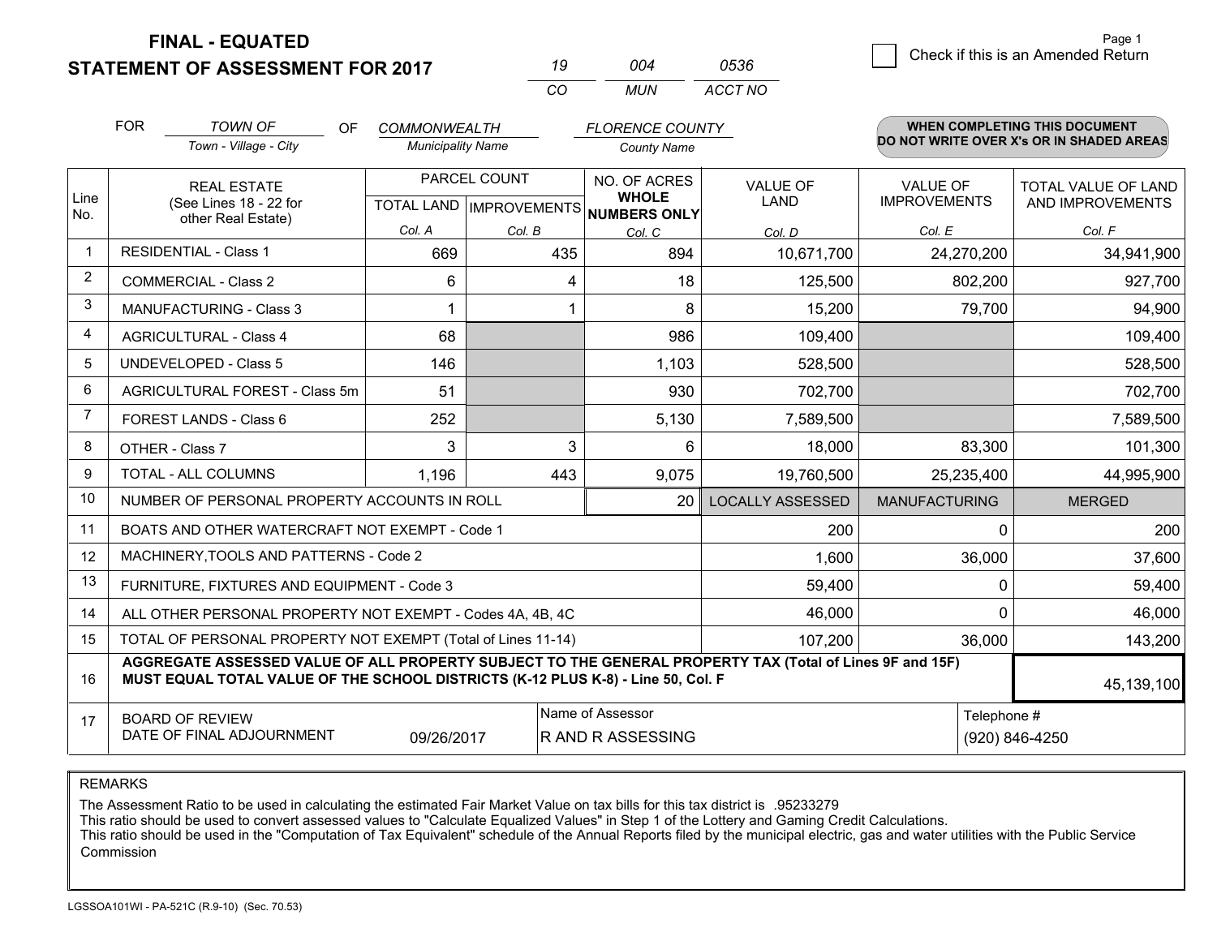**FINAL - EQUATED**
**STATEMENT OF ASSESSMENT FOR 2017**

| 19 | 004 | 0536 |
|---|---|---|
| CO | MUN | ACCT NO |

Page 1

☐ Check if this is an Amended Return

FOR *TOWN OF* (Town - Village - City) OF *COMMONWEALTH* (Municipality Name) *FLORENCE COUNTY* (County Name)

**WHEN COMPLETING THIS DOCUMENT DO NOT WRITE OVER X's OR IN SHADED AREAS**

| Line No. | REAL ESTATE (See Lines 18 - 22 for other Real Estate) | PARCEL COUNT TOTAL LAND Col. A | PARCEL COUNT IMPROVEMENTS Col. B | NO. OF ACRES WHOLE NUMBERS ONLY Col. C | VALUE OF LAND Col. D | VALUE OF IMPROVEMENTS Col. E | TOTAL VALUE OF LAND AND IMPROVEMENTS Col. F |
|---|---|---|---|---|---|---|---|
| 1 | RESIDENTIAL - Class 1 | 669 | 435 | 894 | 10,671,700 | 24,270,200 | 34,941,900 |
| 2 | COMMERCIAL - Class 2 | 6 | 4 | 18 | 125,500 | 802,200 | 927,700 |
| 3 | MANUFACTURING - Class 3 | 1 | 1 | 8 | 15,200 | 79,700 | 94,900 |
| 4 | AGRICULTURAL - Class 4 | 68 | | 986 | 109,400 | | 109,400 |
| 5 | UNDEVELOPED - Class 5 | 146 | | 1,103 | 528,500 | | 528,500 |
| 6 | AGRICULTURAL FOREST - Class 5m | 51 | | 930 | 702,700 | | 702,700 |
| 7 | FOREST LANDS - Class 6 | 252 | | 5,130 | 7,589,500 | | 7,589,500 |
| 8 | OTHER - Class 7 | 3 | 3 | 6 | 18,000 | 83,300 | 101,300 |
| 9 | TOTAL - ALL COLUMNS | 1,196 | 443 | 9,075 | 19,760,500 | 25,235,400 | 44,995,900 |
| 10 | NUMBER OF PERSONAL PROPERTY ACCOUNTS IN ROLL | | | 20 | LOCALLY ASSESSED | MANUFACTURING | MERGED |
| 11 | BOATS AND OTHER WATERCRAFT NOT EXEMPT - Code 1 | | | | 200 | 0 | 200 |
| 12 | MACHINERY,TOOLS AND PATTERNS - Code 2 | | | | 1,600 | 36,000 | 37,600 |
| 13 | FURNITURE, FIXTURES AND EQUIPMENT - Code 3 | | | | 59,400 | 0 | 59,400 |
| 14 | ALL OTHER PERSONAL PROPERTY NOT EXEMPT - Codes 4A, 4B, 4C | | | | 46,000 | 0 | 46,000 |
| 15 | TOTAL OF PERSONAL PROPERTY NOT EXEMPT (Total of Lines 11-14) | | | | 107,200 | 36,000 | 143,200 |
| 16 | **AGGREGATE ASSESSED VALUE OF ALL PROPERTY SUBJECT TO THE GENERAL PROPERTY TAX (Total of Lines 9F and 15F) MUST EQUAL TOTAL VALUE OF THE SCHOOL DISTRICTS (K-12 PLUS K-8) - Line 50, Col. F** | | | | | | 45,139,100 |
| 17 | BOARD OF REVIEW DATE OF FINAL ADJOURNMENT | 09/26/2017 | Name of Assessor: R AND R ASSESSING | | | Telephone #: (920) 846-4250 | |

REMARKS

The Assessment Ratio to be used in calculating the estimated Fair Market Value on tax bills for this tax district is .95233279
This ratio should be used to convert assessed values to "Calculate Equalized Values" in Step 1 of the Lottery and Gaming Credit Calculations.
This ratio should be used in the "Computation of Tax Equivalent" schedule of the Annual Reports filed by the municipal electric, gas and water utilities with the Public Service Commission

LGSSOA101WI - PA-521C (R.9-10) (Sec. 70.53)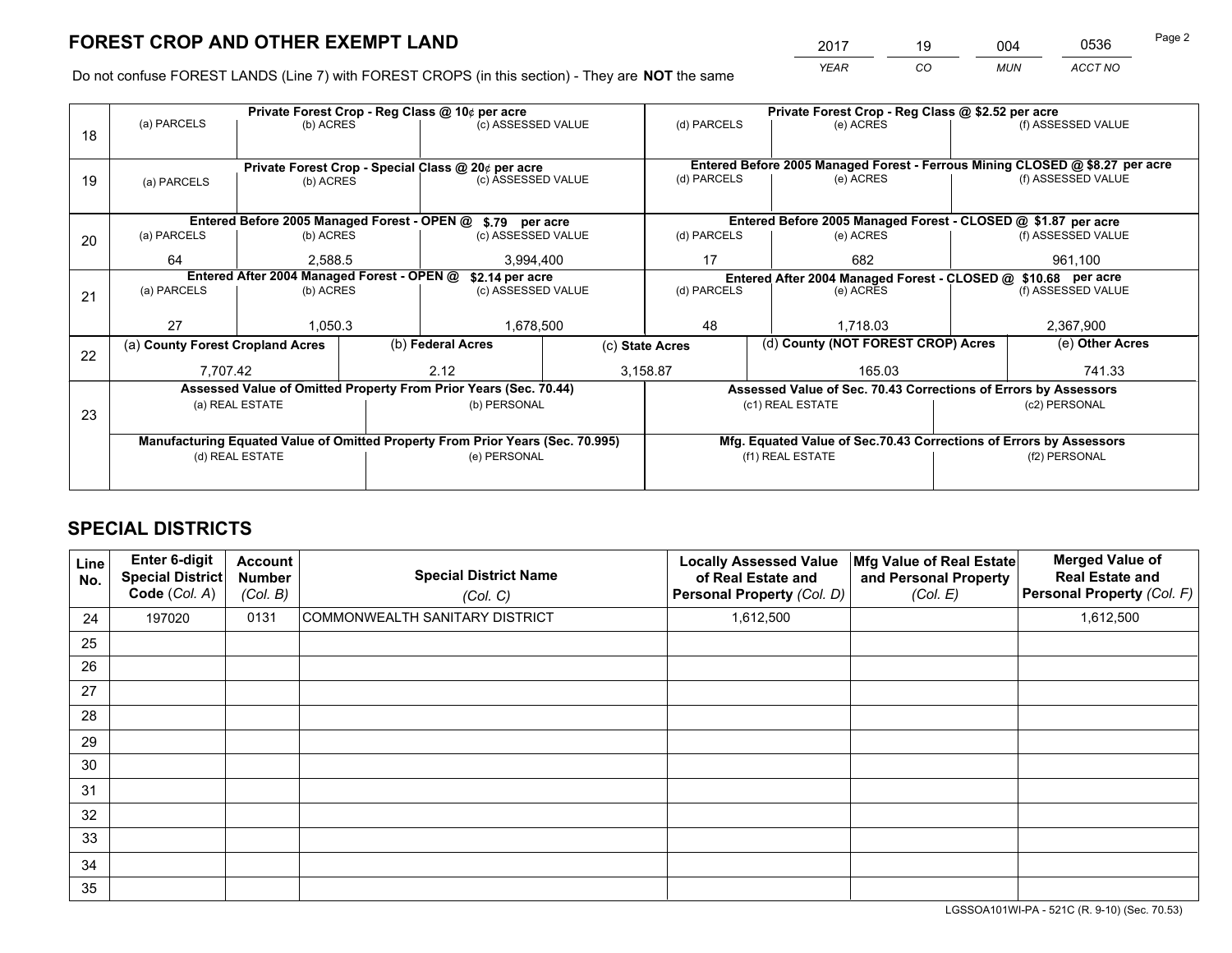# FOREST CROP AND OTHER EXEMPT LAND

| 2017 | 19 | 004 | 0536 |
|---|---|---|---|
| YEAR | CO | MUN | ACCT NO |

Do not confuse FOREST LANDS (Line 7) with FOREST CROPS (in this section) - They are **NOT** the same

| Line | Private Forest Crop - Reg Class @ 10¢ per acre | | | Private Forest Crop - Reg Class @ $2.52 per acre | | |
|---|---|---|---|---|---|---|
| 18 | (a) PARCELS | (b) ACRES | (c) ASSESSED VALUE | (d) PARCELS | (e) ACRES | (f) ASSESSED VALUE |
| | | | | | | |
| | **Private Forest Crop - Special Class @ 20¢ per acre** | | | **Entered Before 2005 Managed Forest - Ferrous Mining CLOSED @ $8.27 per acre** | | |
| 19 | (a) PARCELS | (b) ACRES | (c) ASSESSED VALUE | (d) PARCELS | (e) ACRES | (f) ASSESSED VALUE |
| | | | | | | |
| | **Entered Before 2005 Managed Forest - OPEN @ $.79 per acre** | | | **Entered Before 2005 Managed Forest - CLOSED @ $1.87 per acre** | | |
| 20 | (a) PARCELS | (b) ACRES | (c) ASSESSED VALUE | (d) PARCELS | (e) ACRES | (f) ASSESSED VALUE |
| | 64 | 2,588.5 | 3,994,400 | 17 | 682 | 961,100 |
| | **Entered After 2004 Managed Forest - OPEN @ $2.14 per acre** | | | **Entered After 2004 Managed Forest - CLOSED @ $10.68 per acre** | | |
| 21 | (a) PARCELS | (b) ACRES | (c) ASSESSED VALUE | (d) PARCELS | (e) ACRES | (f) ASSESSED VALUE |
| | 27 | 1,050.3 | 1,678,500 | 48 | 1,718.03 | 2,367,900 |

| Line | (a) County Forest Cropland Acres | (b) Federal Acres | (c) State Acres | (d) County (NOT FOREST CROP) Acres | (e) Other Acres |
|---|---|---|---|---|---|
| 22 | 7,707.42 | 2.12 | 3,158.87 | 165.03 | 741.33 |

| Line | Assessed Value of Omitted Property From Prior Years (Sec. 70.44) | | Assessed Value of Sec. 70.43 Corrections of Errors by Assessors | |
|---|---|---|---|---|
| 23 | (a) REAL ESTATE | (b) PERSONAL | (c1) REAL ESTATE | (c2) PERSONAL |
| | | | | |
| | **Manufacturing Equated Value of Omitted Property From Prior Years (Sec. 70.995)** | | **Mfg. Equated Value of Sec.70.43 Corrections of Errors by Assessors** | |
| | (d) REAL ESTATE | (e) PERSONAL | (f1) REAL ESTATE | (f2) PERSONAL |
| | | | | |

# SPECIAL DISTRICTS

| Line No. | Enter 6-digit Special District Code (Col. A) | Account Number (Col. B) | Special District Name (Col. C) | Locally Assessed Value of Real Estate and Personal Property (Col. D) | Mfg Value of Real Estate and Personal Property (Col. E) | Merged Value of Real Estate and Personal Property (Col. F) |
|---|---|---|---|---|---|---|
| 24 | 197020 | 0131 | COMMONWEALTH SANITARY DISTRICT | 1,612,500 | | 1,612,500 |
| 25 | | | | | | |
| 26 | | | | | | |
| 27 | | | | | | |
| 28 | | | | | | |
| 29 | | | | | | |
| 30 | | | | | | |
| 31 | | | | | | |
| 32 | | | | | | |
| 33 | | | | | | |
| 34 | | | | | | |
| 35 | | | | | | |

LGSSOA101WI-PA - 521C (R. 9-10) (Sec. 70.53)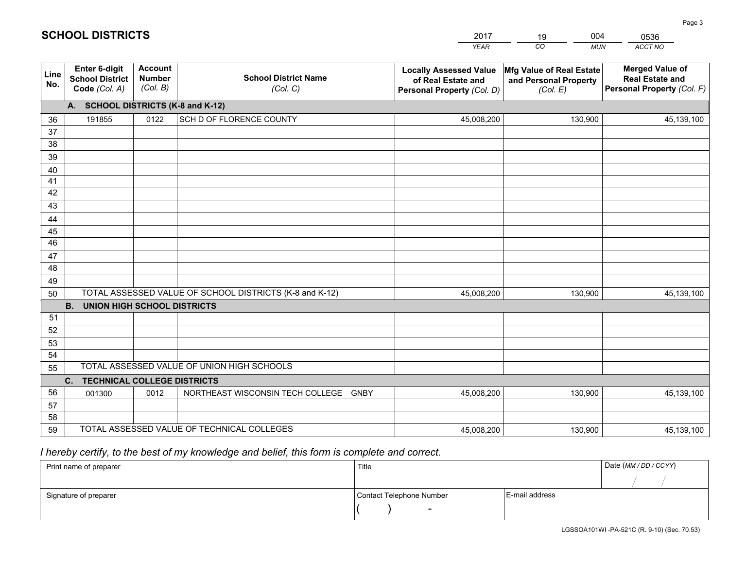# SCHOOL DISTRICTS

| 2017 | 19 | 004 | 0536 |
|---|---|---|---|
| *YEAR* | *CO* | *MUN* | *ACCT NO* |

| Line No. | Enter 6-digit School District Code *(Col. A)* | Account Number *(Col. B)* | School District Name *(Col. C)* | Locally Assessed Value of Real Estate and Personal Property *(Col. D)* | Mfg Value of Real Estate and Personal Property *(Col. E)* | Merged Value of Real Estate and Personal Property *(Col. F)* |
|---|---|---|---|---|---|---|
| **A. SCHOOL DISTRICTS (K-8 and K-12)** | | | | | | |
| 36 | 191855 | 0122 | SCH D OF FLORENCE COUNTY | 45,008,200 | 130,900 | 45,139,100 |
| 37 | | | | | | |
| 38 | | | | | | |
| 39 | | | | | | |
| 40 | | | | | | |
| 41 | | | | | | |
| 42 | | | | | | |
| 43 | | | | | | |
| 44 | | | | | | |
| 45 | | | | | | |
| 46 | | | | | | |
| 47 | | | | | | |
| 48 | | | | | | |
| 49 | | | | | | |
| 50 | TOTAL ASSESSED VALUE OF SCHOOL DISTRICTS (K-8 and K-12) | | | 45,008,200 | 130,900 | 45,139,100 |
| **B. UNION HIGH SCHOOL DISTRICTS** | | | | | | |
| 51 | | | | | | |
| 52 | | | | | | |
| 53 | | | | | | |
| 54 | | | | | | |
| 55 | TOTAL ASSESSED VALUE OF UNION HIGH SCHOOLS | | | | | |
| **C. TECHNICAL COLLEGE DISTRICTS** | | | | | | |
| 56 | 001300 | 0012 | NORTHEAST WISCONSIN TECH COLLEGE GNBY | 45,008,200 | 130,900 | 45,139,100 |
| 57 | | | | | | |
| 58 | | | | | | |
| 59 | TOTAL ASSESSED VALUE OF TECHNICAL COLLEGES | | | 45,008,200 | 130,900 | 45,139,100 |

*I hereby certify, to the best of my knowledge and belief, this form is complete and correct.*

| Print name of preparer | Title | | Date *(MM / DD / CCYY)* |
|---|---|---|---|
| | | | / / |
| Signature of preparer | Contact Telephone Number | E-mail address | |
| | ( ) - | | |

LGSSOA101WI -PA-521C (R. 9-10) (Sec. 70.53)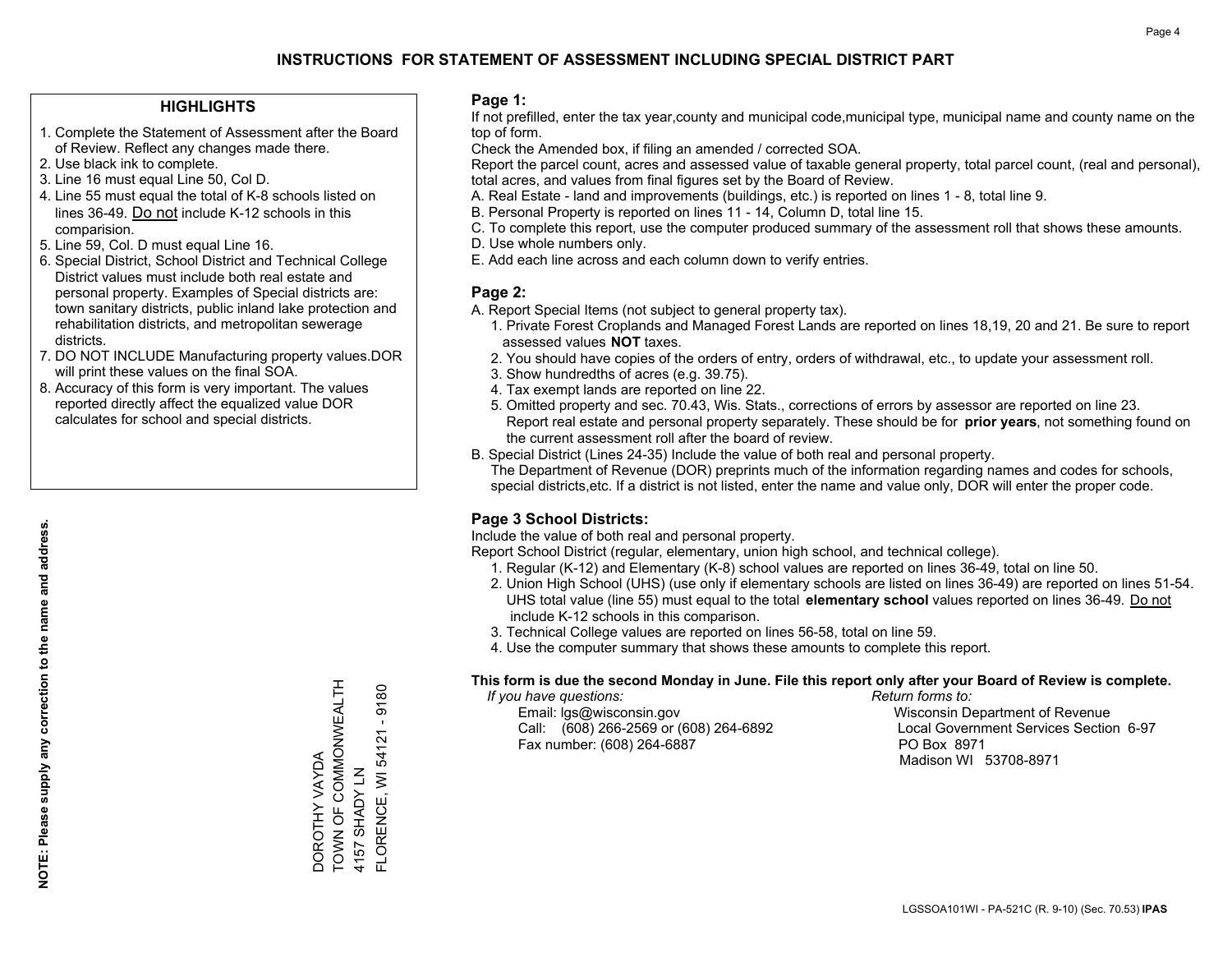# INSTRUCTIONS FOR STATEMENT OF ASSESSMENT INCLUDING SPECIAL DISTRICT PART

## HIGHLIGHTS

1. Complete the Statement of Assessment after the Board of Review. Reflect any changes made there.
2. Use black ink to complete.
3. Line 16 must equal Line 50, Col D.
4. Line 55 must equal the total of K-8 schools listed on lines 36-49. Do not include K-12 schools in this comparision.
5. Line 59, Col. D must equal Line 16.
6. Special District, School District and Technical College District values must include both real estate and personal property. Examples of Special districts are: town sanitary districts, public inland lake protection and rehabilitation districts, and metropolitan sewerage districts.
7. DO NOT INCLUDE Manufacturing property values.DOR will print these values on the final SOA.
8. Accuracy of this form is very important. The values reported directly affect the equalized value DOR calculates for school and special districts.

**NOTE: Please supply any correction to the name and address.**

DOROTHY VAYDA
TOWN OF COMMONWEALTH
4157 SHADY LN
FLORENCE, WI 54121 - 9180

## Page 1:

If not prefilled, enter the tax year,county and municipal code,municipal type, municipal name and county name on the top of form.

Check the Amended box, if filing an amended / corrected SOA.

Report the parcel count, acres and assessed value of taxable general property, total parcel count, (real and personal), total acres, and values from final figures set by the Board of Review.

A. Real Estate - land and improvements (buildings, etc.) is reported on lines 1 - 8, total line 9.

B. Personal Property is reported on lines 11 - 14, Column D, total line 15.

C. To complete this report, use the computer produced summary of the assessment roll that shows these amounts.

D. Use whole numbers only.

E. Add each line across and each column down to verify entries.

## Page 2:

A. Report Special Items (not subject to general property tax).

1. Private Forest Croplands and Managed Forest Lands are reported on lines 18,19, 20 and 21. Be sure to report assessed values **NOT** taxes.
2. You should have copies of the orders of entry, orders of withdrawal, etc., to update your assessment roll.
3. Show hundredths of acres (e.g. 39.75).
4. Tax exempt lands are reported on line 22.
5. Omitted property and sec. 70.43, Wis. Stats., corrections of errors by assessor are reported on line 23. Report real estate and personal property separately. These should be for **prior years**, not something found on the current assessment roll after the board of review.

B. Special District (Lines 24-35) Include the value of both real and personal property.

The Department of Revenue (DOR) preprints much of the information regarding names and codes for schools, special districts,etc. If a district is not listed, enter the name and value only, DOR will enter the proper code.

## Page 3 School Districts:

Include the value of both real and personal property.

Report School District (regular, elementary, union high school, and technical college).

1. Regular (K-12) and Elementary (K-8) school values are reported on lines 36-49, total on line 50.
2. Union High School (UHS) (use only if elementary schools are listed on lines 36-49) are reported on lines 51-54. UHS total value (line 55) must equal to the total **elementary school** values reported on lines 36-49. Do not include K-12 schools in this comparison.
3. Technical College values are reported on lines 56-58, total on line 59.
4. Use the computer summary that shows these amounts to complete this report.

**This form is due the second Monday in June. File this report only after your Board of Review is complete.**

*If you have questions:*
Email: lgs@wisconsin.gov
Call: (608) 266-2569 or (608) 264-6892
Fax number: (608) 264-6887

*Return forms to:*
Wisconsin Department of Revenue
Local Government Services Section 6-97
PO Box 8971
Madison WI 53708-8971

LGSSOA101WI - PA-521C (R. 9-10) (Sec. 70.53) **IPAS**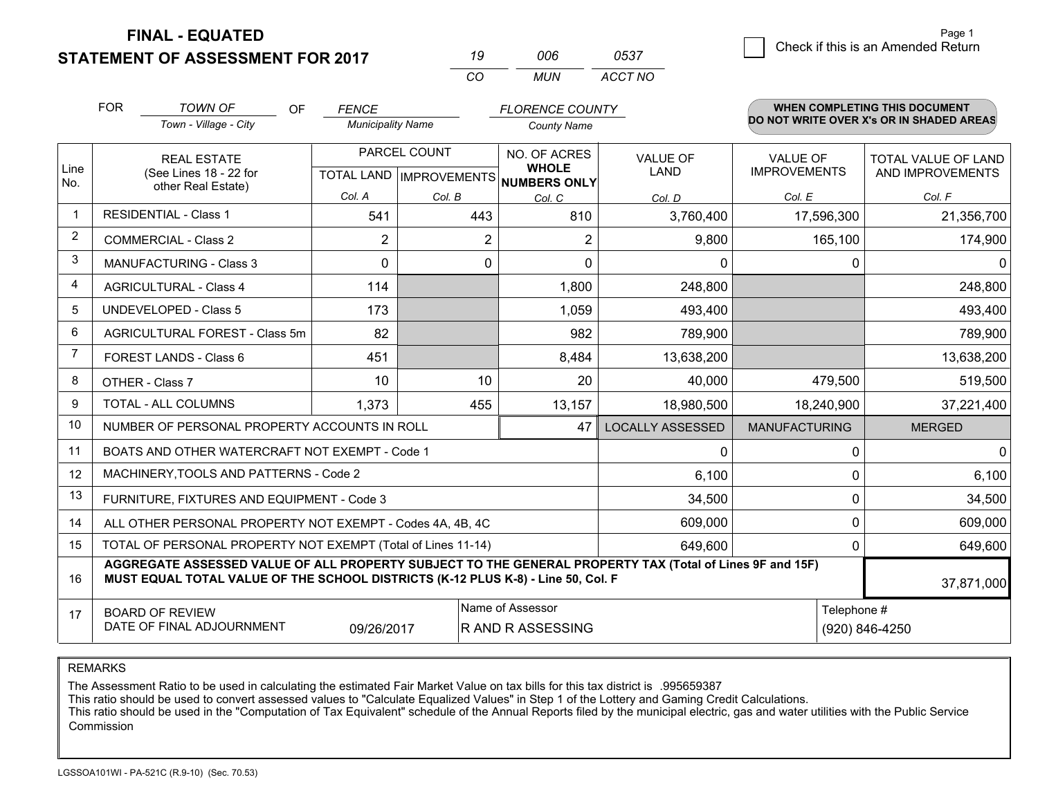**FINAL - EQUATED**
**STATEMENT OF ASSESSMENT FOR 2017**

| 19 | 006 | 0537 |
|---|---|---|
| CO | MUN | ACCT NO |

Page 1

☐ Check if this is an Amended Return

FOR *TOWN OF* (Town - Village - City) OF *FENCE* (Municipality Name) *FLORENCE COUNTY* (County Name)

**WHEN COMPLETING THIS DOCUMENT DO NOT WRITE OVER X's OR IN SHADED AREAS**

| Line No. | REAL ESTATE (See Lines 18 - 22 for other Real Estate) | PARCEL COUNT TOTAL LAND Col. A | PARCEL COUNT IMPROVEMENTS Col. B | NO. OF ACRES WHOLE NUMBERS ONLY Col. C | VALUE OF LAND Col. D | VALUE OF IMPROVEMENTS Col. E | TOTAL VALUE OF LAND AND IMPROVEMENTS Col. F |
|---|---|---|---|---|---|---|---|
| 1 | RESIDENTIAL - Class 1 | 541 | 443 | 810 | 3,760,400 | 17,596,300 | 21,356,700 |
| 2 | COMMERCIAL - Class 2 | 2 | 2 | 2 | 9,800 | 165,100 | 174,900 |
| 3 | MANUFACTURING - Class 3 | 0 | 0 | 0 | 0 | 0 | 0 |
| 4 | AGRICULTURAL - Class 4 | 114 | | 1,800 | 248,800 | | 248,800 |
| 5 | UNDEVELOPED - Class 5 | 173 | | 1,059 | 493,400 | | 493,400 |
| 6 | AGRICULTURAL FOREST - Class 5m | 82 | | 982 | 789,900 | | 789,900 |
| 7 | FOREST LANDS - Class 6 | 451 | | 8,484 | 13,638,200 | | 13,638,200 |
| 8 | OTHER - Class 7 | 10 | 10 | 20 | 40,000 | 479,500 | 519,500 |
| 9 | TOTAL - ALL COLUMNS | 1,373 | 455 | 13,157 | 18,980,500 | 18,240,900 | 37,221,400 |
| 10 | NUMBER OF PERSONAL PROPERTY ACCOUNTS IN ROLL | | | 47 | LOCALLY ASSESSED | MANUFACTURING | MERGED |
| 11 | BOATS AND OTHER WATERCRAFT NOT EXEMPT - Code 1 | | | | 0 | 0 | 0 |
| 12 | MACHINERY,TOOLS AND PATTERNS - Code 2 | | | | 6,100 | 0 | 6,100 |
| 13 | FURNITURE, FIXTURES AND EQUIPMENT - Code 3 | | | | 34,500 | 0 | 34,500 |
| 14 | ALL OTHER PERSONAL PROPERTY NOT EXEMPT - Codes 4A, 4B, 4C | | | | 609,000 | 0 | 609,000 |
| 15 | TOTAL OF PERSONAL PROPERTY NOT EXEMPT (Total of Lines 11-14) | | | | 649,600 | 0 | 649,600 |
| 16 | **AGGREGATE ASSESSED VALUE OF ALL PROPERTY SUBJECT TO THE GENERAL PROPERTY TAX (Total of Lines 9F and 15F) MUST EQUAL TOTAL VALUE OF THE SCHOOL DISTRICTS (K-12 PLUS K-8) - Line 50, Col. F** | | | | | | 37,871,000 |
| 17 | BOARD OF REVIEW DATE OF FINAL ADJOURNMENT | 09/26/2017 | | Name of Assessor: R AND R ASSESSING | | Telephone #: (920) 846-4250 | |

REMARKS

The Assessment Ratio to be used in calculating the estimated Fair Market Value on tax bills for this tax district is .995659387
This ratio should be used to convert assessed values to "Calculate Equalized Values" in Step 1 of the Lottery and Gaming Credit Calculations.
This ratio should be used in the "Computation of Tax Equivalent" schedule of the Annual Reports filed by the municipal electric, gas and water utilities with the Public Service Commission

LGSSOA101WI - PA-521C (R.9-10) (Sec. 70.53)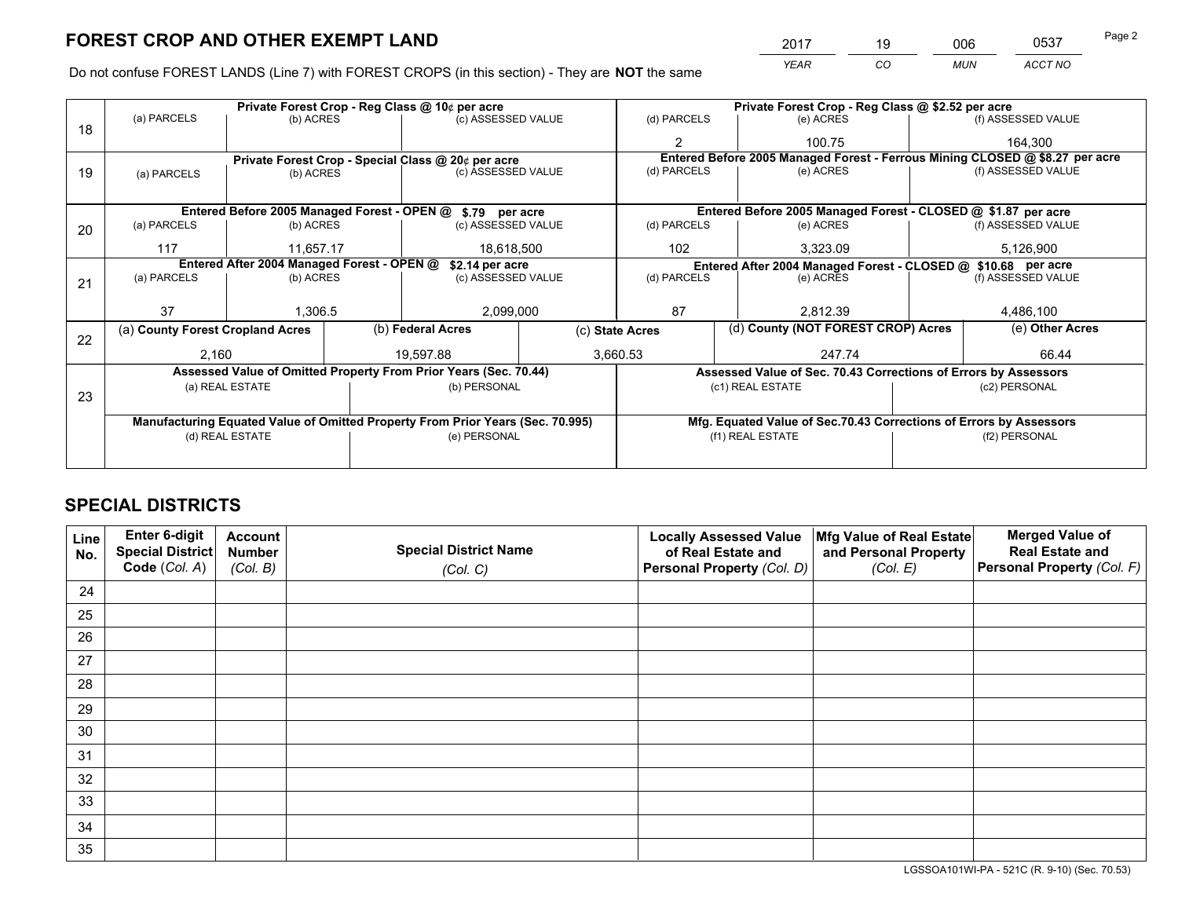# FOREST CROP AND OTHER EXEMPT LAND

| 2017 | 19 | 006 | 0537 |
|---|---|---|---|
| *YEAR* | *CO* | *MUN* | *ACCT NO* |

Do not confuse FOREST LANDS (Line 7) with FOREST CROPS (in this section) - They are **NOT** the same

| Line | Private Forest Crop - Reg Class @ 10¢ per acre | | | Private Forest Crop - Reg Class @ $2.52 per acre | | |
|---|---|---|---|---|---|---|
| | (a) PARCELS | (b) ACRES | (c) ASSESSED VALUE | (d) PARCELS | (e) ACRES | (f) ASSESSED VALUE |
| 18 | | | | 2 | 100.75 | 164,300 |
| | **Private Forest Crop - Special Class @ 20¢ per acre** | | | **Entered Before 2005 Managed Forest - Ferrous Mining CLOSED @ $8.27 per acre** | | |
| | (a) PARCELS | (b) ACRES | (c) ASSESSED VALUE | (d) PARCELS | (e) ACRES | (f) ASSESSED VALUE |
| 19 | | | | | | |
| | **Entered Before 2005 Managed Forest - OPEN @ $.79 per acre** | | | **Entered Before 2005 Managed Forest - CLOSED @ $1.87 per acre** | | |
| | (a) PARCELS | (b) ACRES | (c) ASSESSED VALUE | (d) PARCELS | (e) ACRES | (f) ASSESSED VALUE |
| 20 | 117 | 11,657.17 | 18,618,500 | 102 | 3,323.09 | 5,126,900 |
| | **Entered After 2004 Managed Forest - OPEN @ $2.14 per acre** | | | **Entered After 2004 Managed Forest - CLOSED @ $10.68 per acre** | | |
| | (a) PARCELS | (b) ACRES | (c) ASSESSED VALUE | (d) PARCELS | (e) ACRES | (f) ASSESSED VALUE |
| 21 | 37 | 1,306.5 | 2,099,000 | 87 | 2,812.39 | 4,486,100 |

| Line | (a) County Forest Cropland Acres | (b) Federal Acres | (c) State Acres | (d) County (NOT FOREST CROP) Acres | (e) Other Acres |
|---|---|---|---|---|---|
| 22 | 2,160 | 19,597.88 | 3,660.53 | 247.74 | 66.44 |

| Line | Assessed Value of Omitted Property From Prior Years (Sec. 70.44) | | Assessed Value of Sec. 70.43 Corrections of Errors by Assessors | |
|---|---|---|---|---|
| | (a) REAL ESTATE | (b) PERSONAL | (c1) REAL ESTATE | (c2) PERSONAL |
| 23 | | | | |
| | **Manufacturing Equated Value of Omitted Property From Prior Years (Sec. 70.995)** | | **Mfg. Equated Value of Sec.70.43 Corrections of Errors by Assessors** | |
| | (d) REAL ESTATE | (e) PERSONAL | (f1) REAL ESTATE | (f2) PERSONAL |
| | | | | |

# SPECIAL DISTRICTS

| Line No. | Enter 6-digit Special District Code (*Col. A*) | Account Number (*Col. B*) | Special District Name (*Col. C*) | Locally Assessed Value of Real Estate and Personal Property (*Col. D*) | Mfg Value of Real Estate and Personal Property (*Col. E*) | Merged Value of Real Estate and Personal Property (*Col. F*) |
|---|---|---|---|---|---|---|
| 24 | | | | | | |
| 25 | | | | | | |
| 26 | | | | | | |
| 27 | | | | | | |
| 28 | | | | | | |
| 29 | | | | | | |
| 30 | | | | | | |
| 31 | | | | | | |
| 32 | | | | | | |
| 33 | | | | | | |
| 34 | | | | | | |
| 35 | | | | | | |

LGSSOA101WI-PA - 521C (R. 9-10) (Sec. 70.53)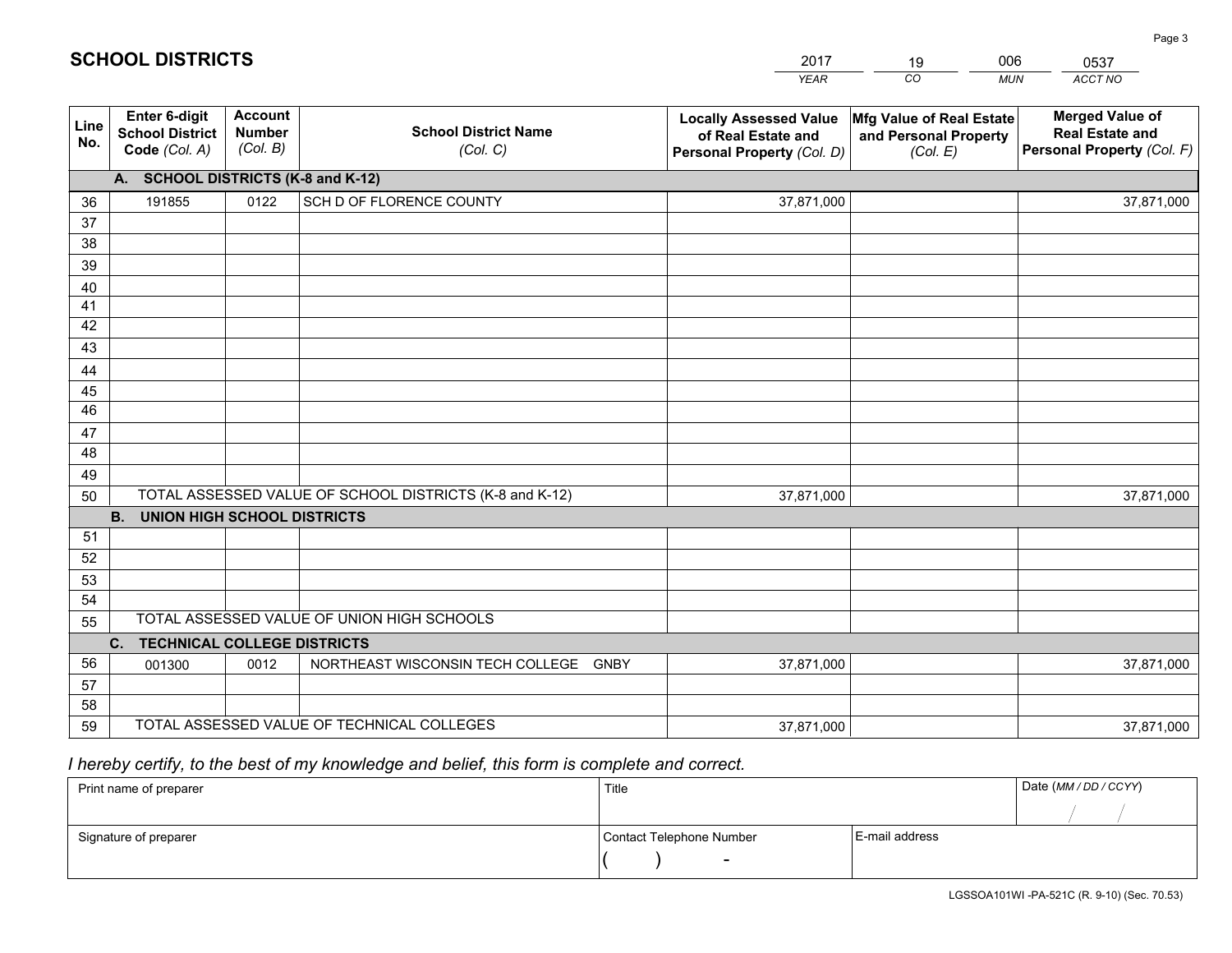## SCHOOL DISTRICTS

| 2017 | 19 | 006 | 0537 |
|---|---|---|---|
| *YEAR* | *CO* | *MUN* | *ACCT NO* |

| Line No. | Enter 6-digit School District Code *(Col. A)* | Account Number *(Col. B)* | School District Name *(Col. C)* | Locally Assessed Value of Real Estate and Personal Property *(Col. D)* | Mfg Value of Real Estate and Personal Property *(Col. E)* | Merged Value of Real Estate and Personal Property *(Col. F)* |
|---|---|---|---|---|---|---|
| | **A. SCHOOL DISTRICTS (K-8 and K-12)** | | | | | |
| 36 | 191855 | 0122 | SCH D OF FLORENCE COUNTY | 37,871,000 | | 37,871,000 |
| 37 | | | | | | |
| 38 | | | | | | |
| 39 | | | | | | |
| 40 | | | | | | |
| 41 | | | | | | |
| 42 | | | | | | |
| 43 | | | | | | |
| 44 | | | | | | |
| 45 | | | | | | |
| 46 | | | | | | |
| 47 | | | | | | |
| 48 | | | | | | |
| 49 | | | | | | |
| 50 | TOTAL ASSESSED VALUE OF SCHOOL DISTRICTS (K-8 and K-12) | | | 37,871,000 | | 37,871,000 |
| | **B. UNION HIGH SCHOOL DISTRICTS** | | | | | |
| 51 | | | | | | |
| 52 | | | | | | |
| 53 | | | | | | |
| 54 | | | | | | |
| 55 | TOTAL ASSESSED VALUE OF UNION HIGH SCHOOLS | | | | | |
| | **C. TECHNICAL COLLEGE DISTRICTS** | | | | | |
| 56 | 001300 | 0012 | NORTHEAST WISCONSIN TECH COLLEGE GNBY | 37,871,000 | | 37,871,000 |
| 57 | | | | | | |
| 58 | | | | | | |
| 59 | TOTAL ASSESSED VALUE OF TECHNICAL COLLEGES | | | 37,871,000 | | 37,871,000 |

*I hereby certify, to the best of my knowledge and belief, this form is complete and correct.*

| Print name of preparer | Title | | Date *(MM / DD / CCYY)* |
|---|---|---|---|
| | | | / / |
| Signature of preparer | Contact Telephone Number | E-mail address | |
| | ( ) - | | |

LGSSOA101WI -PA-521C (R. 9-10) (Sec. 70.53)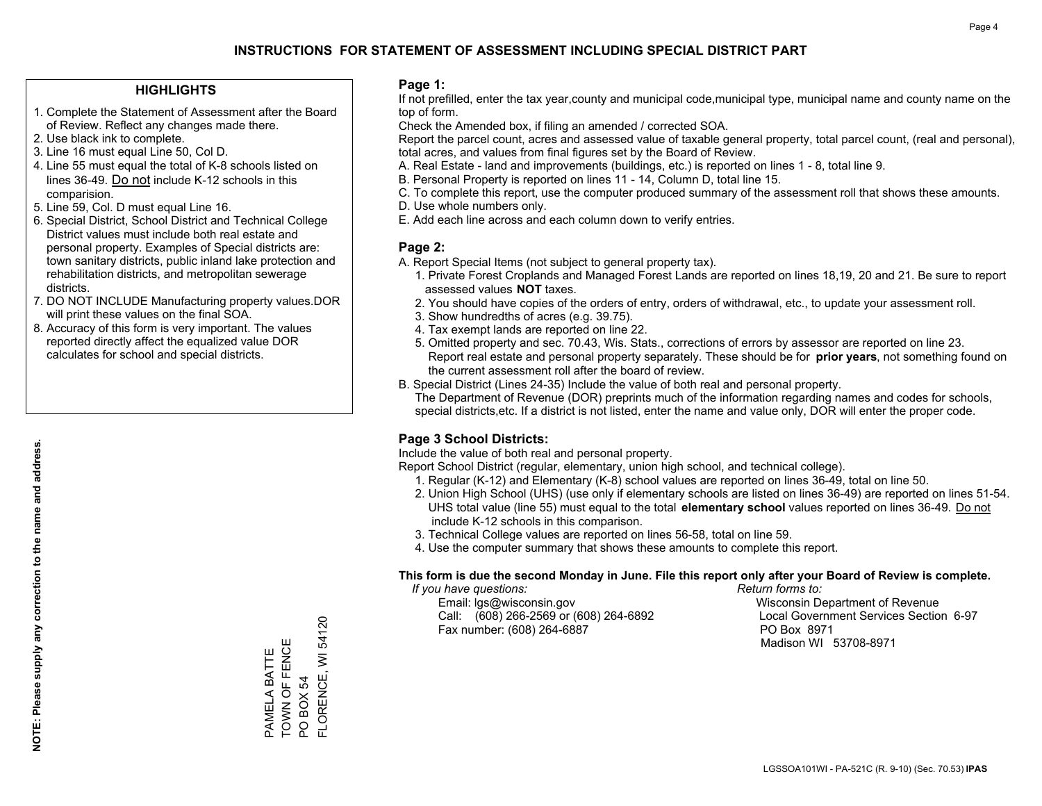# INSTRUCTIONS FOR STATEMENT OF ASSESSMENT INCLUDING SPECIAL DISTRICT PART

## HIGHLIGHTS

1. Complete the Statement of Assessment after the Board of Review. Reflect any changes made there.
2. Use black ink to complete.
3. Line 16 must equal Line 50, Col D.
4. Line 55 must equal the total of K-8 schools listed on lines 36-49. Do not include K-12 schools in this comparision.
5. Line 59, Col. D must equal Line 16.
6. Special District, School District and Technical College District values must include both real estate and personal property. Examples of Special districts are: town sanitary districts, public inland lake protection and rehabilitation districts, and metropolitan sewerage districts.
7. DO NOT INCLUDE Manufacturing property values.DOR will print these values on the final SOA.
8. Accuracy of this form is very important. The values reported directly affect the equalized value DOR calculates for school and special districts.

**NOTE: Please supply any correction to the name and address.**

PAMELA BATTE
TOWN OF FENCE
PO BOX 54
FLORENCE, WI 54120

## Page 1:

If not prefilled, enter the tax year,county and municipal code,municipal type, municipal name and county name on the top of form.

Check the Amended box, if filing an amended / corrected SOA.

Report the parcel count, acres and assessed value of taxable general property, total parcel count, (real and personal), total acres, and values from final figures set by the Board of Review.

A. Real Estate - land and improvements (buildings, etc.) is reported on lines 1 - 8, total line 9.
B. Personal Property is reported on lines 11 - 14, Column D, total line 15.
C. To complete this report, use the computer produced summary of the assessment roll that shows these amounts.
D. Use whole numbers only.
E. Add each line across and each column down to verify entries.

## Page 2:

A. Report Special Items (not subject to general property tax).
   1. Private Forest Croplands and Managed Forest Lands are reported on lines 18,19, 20 and 21. Be sure to report assessed values **NOT** taxes.
   2. You should have copies of the orders of entry, orders of withdrawal, etc., to update your assessment roll.
   3. Show hundredths of acres (e.g. 39.75).
   4. Tax exempt lands are reported on line 22.
   5. Omitted property and sec. 70.43, Wis. Stats., corrections of errors by assessor are reported on line 23. Report real estate and personal property separately. These should be for **prior years**, not something found on the current assessment roll after the board of review.
B. Special District (Lines 24-35) Include the value of both real and personal property.
   The Department of Revenue (DOR) preprints much of the information regarding names and codes for schools, special districts,etc. If a district is not listed, enter the name and value only, DOR will enter the proper code.

## Page 3 School Districts:

Include the value of both real and personal property.

Report School District (regular, elementary, union high school, and technical college).

1. Regular (K-12) and Elementary (K-8) school values are reported on lines 36-49, total on line 50.
2. Union High School (UHS) (use only if elementary schools are listed on lines 36-49) are reported on lines 51-54. UHS total value (line 55) must equal to the total **elementary school** values reported on lines 36-49. Do not include K-12 schools in this comparison.
3. Technical College values are reported on lines 56-58, total on line 59.
4. Use the computer summary that shows these amounts to complete this report.

**This form is due the second Monday in June. File this report only after your Board of Review is complete.**

*If you have questions:*
Email: lgs@wisconsin.gov
Call: (608) 266-2569 or (608) 264-6892
Fax number: (608) 264-6887

*Return forms to:*
Wisconsin Department of Revenue
Local Government Services Section 6-97
PO Box 8971
Madison WI 53708-8971

LGSSOA101WI - PA-521C (R. 9-10) (Sec. 70.53) **IPAS**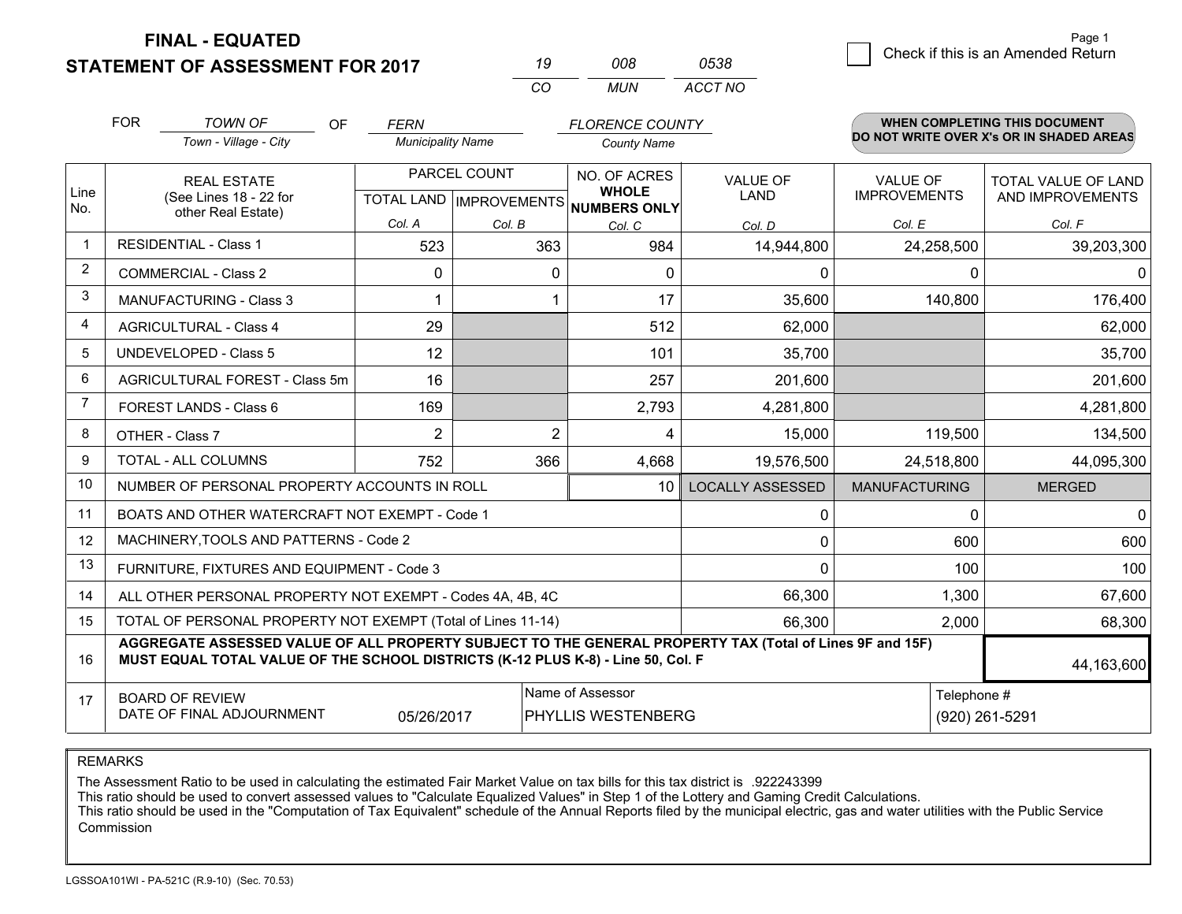# FINAL - EQUATED
## STATEMENT OF ASSESSMENT FOR 2017

| 19 | 008 | 0538 |
|---|---|---|
| CO | MUN | ACCT NO |

☐ Check if this is an Amended Return

FOR *TOWN OF* (Town - Village - City) OF *FERN* (Municipality Name) *FLORENCE COUNTY* (County Name)

**WHEN COMPLETING THIS DOCUMENT DO NOT WRITE OVER X's OR IN SHADED AREAS**

| Line No. | REAL ESTATE (See Lines 18 - 22 for other Real Estate) | PARCEL COUNT TOTAL LAND Col. A | PARCEL COUNT IMPROVEMENTS Col. B | NO. OF ACRES WHOLE NUMBERS ONLY Col. C | VALUE OF LAND Col. D | VALUE OF IMPROVEMENTS Col. E | TOTAL VALUE OF LAND AND IMPROVEMENTS Col. F |
|---|---|---|---|---|---|---|---|
| 1 | RESIDENTIAL - Class 1 | 523 | 363 | 984 | 14,944,800 | 24,258,500 | 39,203,300 |
| 2 | COMMERCIAL - Class 2 | 0 | 0 | 0 | 0 | 0 | 0 |
| 3 | MANUFACTURING - Class 3 | 1 | 1 | 17 | 35,600 | 140,800 | 176,400 |
| 4 | AGRICULTURAL - Class 4 | 29 | | 512 | 62,000 | | 62,000 |
| 5 | UNDEVELOPED - Class 5 | 12 | | 101 | 35,700 | | 35,700 |
| 6 | AGRICULTURAL FOREST - Class 5m | 16 | | 257 | 201,600 | | 201,600 |
| 7 | FOREST LANDS - Class 6 | 169 | | 2,793 | 4,281,800 | | 4,281,800 |
| 8 | OTHER - Class 7 | 2 | 2 | 4 | 15,000 | 119,500 | 134,500 |
| 9 | TOTAL - ALL COLUMNS | 752 | 366 | 4,668 | 19,576,500 | 24,518,800 | 44,095,300 |
| 10 | NUMBER OF PERSONAL PROPERTY ACCOUNTS IN ROLL | | | 10 | LOCALLY ASSESSED | MANUFACTURING | MERGED |
| 11 | BOATS AND OTHER WATERCRAFT NOT EXEMPT - Code 1 | | | | 0 | 0 | 0 |
| 12 | MACHINERY,TOOLS AND PATTERNS - Code 2 | | | | 0 | 600 | 600 |
| 13 | FURNITURE, FIXTURES AND EQUIPMENT - Code 3 | | | | 0 | 100 | 100 |
| 14 | ALL OTHER PERSONAL PROPERTY NOT EXEMPT - Codes 4A, 4B, 4C | | | | 66,300 | 1,300 | 67,600 |
| 15 | TOTAL OF PERSONAL PROPERTY NOT EXEMPT (Total of Lines 11-14) | | | | 66,300 | 2,000 | 68,300 |
| 16 | **AGGREGATE ASSESSED VALUE OF ALL PROPERTY SUBJECT TO THE GENERAL PROPERTY TAX (Total of Lines 9F and 15F) MUST EQUAL TOTAL VALUE OF THE SCHOOL DISTRICTS (K-12 PLUS K-8) - Line 50, Col. F** | | | | | | 44,163,600 |
| 17 | BOARD OF REVIEW DATE OF FINAL ADJOURNMENT | 05/26/2017 | | Name of Assessor: PHYLLIS WESTENBERG | | | Telephone #: (920) 261-5291 |

REMARKS

The Assessment Ratio to be used in calculating the estimated Fair Market Value on tax bills for this tax district is .922243399
This ratio should be used to convert assessed values to "Calculate Equalized Values" in Step 1 of the Lottery and Gaming Credit Calculations.
This ratio should be used in the "Computation of Tax Equivalent" schedule of the Annual Reports filed by the municipal electric, gas and water utilities with the Public Service Commission

LGSSOA101WI - PA-521C (R.9-10) (Sec. 70.53)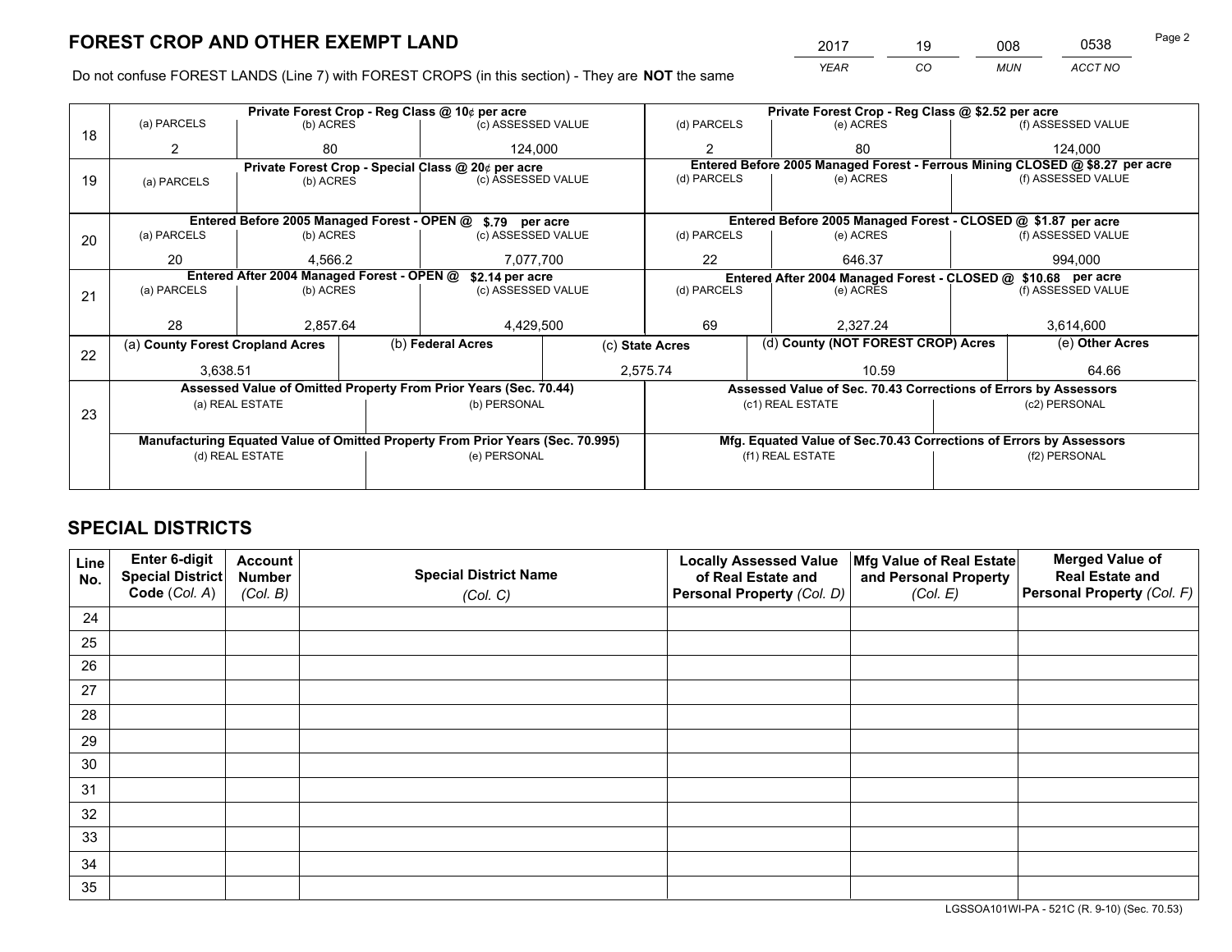# FOREST CROP AND OTHER EXEMPT LAND

| 2017 | 19 | 008 | 0538 |
|---|---|---|---|
| *YEAR* | *CO* | *MUN* | *ACCT NO* |

Do not confuse FOREST LANDS (Line 7) with FOREST CROPS (in this section) - They are **NOT** the same

| Line | | | | | | |
|---|---|---|---|---|---|---|
| 18 | **Private Forest Crop - Reg Class @ 10¢ per acre** | | | **Private Forest Crop - Reg Class @ $2.52 per acre** | | |
| | (a) PARCELS | (b) ACRES | (c) ASSESSED VALUE | (d) PARCELS | (e) ACRES | (f) ASSESSED VALUE |
| | 2 | 80 | 124,000 | 2 | 80 | 124,000 |
| 19 | **Private Forest Crop - Special Class @ 20¢ per acre** | | | **Entered Before 2005 Managed Forest - Ferrous Mining CLOSED @ $8.27 per acre** | | |
| | (a) PARCELS | (b) ACRES | (c) ASSESSED VALUE | (d) PARCELS | (e) ACRES | (f) ASSESSED VALUE |
| | | | | | | |
| 20 | **Entered Before 2005 Managed Forest - OPEN @ $.79 per acre** | | | **Entered Before 2005 Managed Forest - CLOSED @ $1.87 per acre** | | |
| | (a) PARCELS | (b) ACRES | (c) ASSESSED VALUE | (d) PARCELS | (e) ACRES | (f) ASSESSED VALUE |
| | 20 | 4,566.2 | 7,077,700 | 22 | 646.37 | 994,000 |
| 21 | **Entered After 2004 Managed Forest - OPEN @ $2.14 per acre** | | | **Entered After 2004 Managed Forest - CLOSED @ $10.68 per acre** | | |
| | (a) PARCELS | (b) ACRES | (c) ASSESSED VALUE | (d) PARCELS | (e) ACRES | (f) ASSESSED VALUE |
| | 28 | 2,857.64 | 4,429,500 | 69 | 2,327.24 | 3,614,600 |

| Line | (a) County Forest Cropland Acres | (b) Federal Acres | (c) State Acres | (d) County (NOT FOREST CROP) Acres | (e) Other Acres |
|---|---|---|---|---|---|
| 22 | 3,638.51 | | 2,575.74 | 10.59 | 64.66 |

| Line | Assessed Value of Omitted Property From Prior Years (Sec. 70.44) | | Assessed Value of Sec. 70.43 Corrections of Errors by Assessors | |
|---|---|---|---|---|
| 23 | (a) REAL ESTATE | (b) PERSONAL | (c1) REAL ESTATE | (c2) PERSONAL |
| | | | | |
| | **Manufacturing Equated Value of Omitted Property From Prior Years (Sec. 70.995)** | | **Mfg. Equated Value of Sec.70.43 Corrections of Errors by Assessors** | |
| | (d) REAL ESTATE | (e) PERSONAL | (f1) REAL ESTATE | (f2) PERSONAL |
| | | | | |

# SPECIAL DISTRICTS

| Line No. | Enter 6-digit Special District Code (*Col. A*) | Account Number (*Col. B*) | Special District Name (*Col. C*) | Locally Assessed Value of Real Estate and Personal Property (*Col. D*) | Mfg Value of Real Estate and Personal Property (*Col. E*) | Merged Value of Real Estate and Personal Property (*Col. F*) |
|---|---|---|---|---|---|---|
| 24 | | | | | | |
| 25 | | | | | | |
| 26 | | | | | | |
| 27 | | | | | | |
| 28 | | | | | | |
| 29 | | | | | | |
| 30 | | | | | | |
| 31 | | | | | | |
| 32 | | | | | | |
| 33 | | | | | | |
| 34 | | | | | | |
| 35 | | | | | | |

LGSSOA101WI-PA - 521C (R. 9-10) (Sec. 70.53)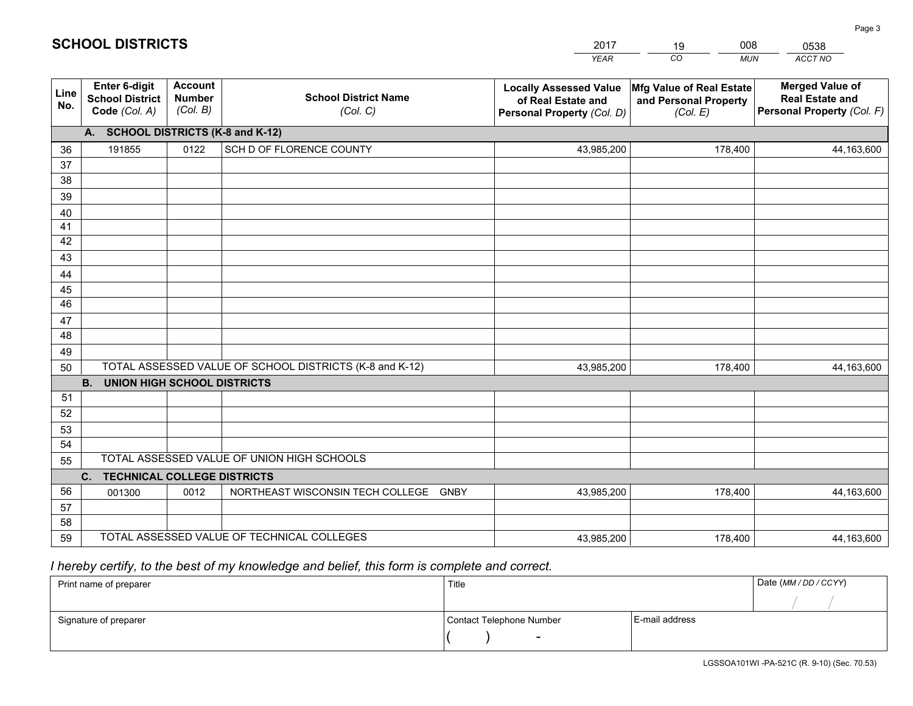# SCHOOL DISTRICTS

| 2017 | 19 | 008 | 0538 |
|---|---|---|---|
| *YEAR* | *CO* | *MUN* | *ACCT NO* |

| Line No. | Enter 6-digit School District Code *(Col. A)* | Account Number *(Col. B)* | School District Name *(Col. C)* | Locally Assessed Value of Real Estate and Personal Property *(Col. D)* | Mfg Value of Real Estate and Personal Property *(Col. E)* | Merged Value of Real Estate and Personal Property *(Col. F)* |
|---|---|---|---|---|---|---|
| **A. SCHOOL DISTRICTS (K-8 and K-12)** | | | | | | |
| 36 | 191855 | 0122 | SCH D OF FLORENCE COUNTY | 43,985,200 | 178,400 | 44,163,600 |
| 37 | | | | | | |
| 38 | | | | | | |
| 39 | | | | | | |
| 40 | | | | | | |
| 41 | | | | | | |
| 42 | | | | | | |
| 43 | | | | | | |
| 44 | | | | | | |
| 45 | | | | | | |
| 46 | | | | | | |
| 47 | | | | | | |
| 48 | | | | | | |
| 49 | | | | | | |
| 50 | TOTAL ASSESSED VALUE OF SCHOOL DISTRICTS (K-8 and K-12) | | | 43,985,200 | 178,400 | 44,163,600 |
| **B. UNION HIGH SCHOOL DISTRICTS** | | | | | | |
| 51 | | | | | | |
| 52 | | | | | | |
| 53 | | | | | | |
| 54 | | | | | | |
| 55 | TOTAL ASSESSED VALUE OF UNION HIGH SCHOOLS | | | | | |
| **C. TECHNICAL COLLEGE DISTRICTS** | | | | | | |
| 56 | 001300 | 0012 | NORTHEAST WISCONSIN TECH COLLEGE GNBY | 43,985,200 | 178,400 | 44,163,600 |
| 57 | | | | | | |
| 58 | | | | | | |
| 59 | TOTAL ASSESSED VALUE OF TECHNICAL COLLEGES | | | 43,985,200 | 178,400 | 44,163,600 |

*I hereby certify, to the best of my knowledge and belief, this form is complete and correct.*

| Print name of preparer | Title | | Date *(MM / DD / CCYY)* |
|---|---|---|---|
| | | | / / |
| Signature of preparer | Contact Telephone Number | E-mail address | |
| | ( ) - | | |

LGSSOA101WI -PA-521C (R. 9-10) (Sec. 70.53)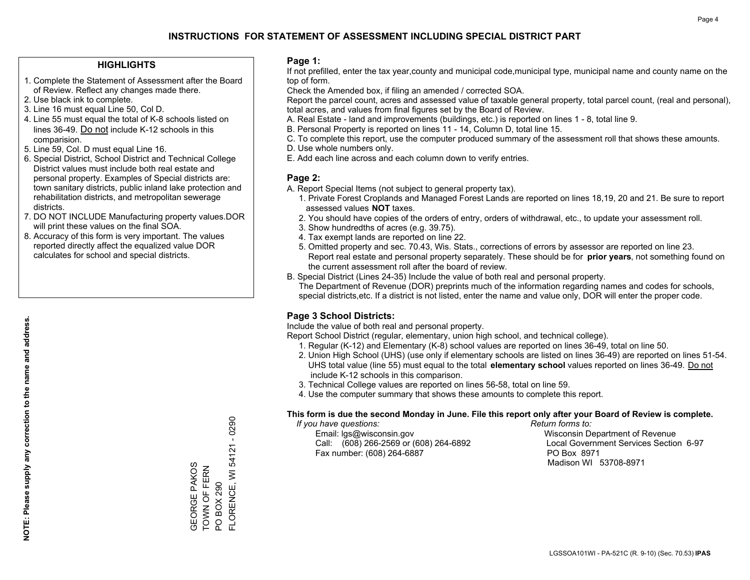# INSTRUCTIONS FOR STATEMENT OF ASSESSMENT INCLUDING SPECIAL DISTRICT PART

## HIGHLIGHTS

1. Complete the Statement of Assessment after the Board of Review. Reflect any changes made there.
2. Use black ink to complete.
3. Line 16 must equal Line 50, Col D.
4. Line 55 must equal the total of K-8 schools listed on lines 36-49. Do not include K-12 schools in this comparision.
5. Line 59, Col. D must equal Line 16.
6. Special District, School District and Technical College District values must include both real estate and personal property. Examples of Special districts are: town sanitary districts, public inland lake protection and rehabilitation districts, and metropolitan sewerage districts.
7. DO NOT INCLUDE Manufacturing property values.DOR will print these values on the final SOA.
8. Accuracy of this form is very important. The values reported directly affect the equalized value DOR calculates for school and special districts.

**NOTE: Please supply any correction to the name and address.**

GEORGE PAKOS
TOWN OF FERN
PO BOX 290
FLORENCE, WI 54121 - 0290

## Page 1:

If not prefilled, enter the tax year,county and municipal code,municipal type, municipal name and county name on the top of form.

Check the Amended box, if filing an amended / corrected SOA.

Report the parcel count, acres and assessed value of taxable general property, total parcel count, (real and personal), total acres, and values from final figures set by the Board of Review.

A. Real Estate - land and improvements (buildings, etc.) is reported on lines 1 - 8, total line 9.
B. Personal Property is reported on lines 11 - 14, Column D, total line 15.
C. To complete this report, use the computer produced summary of the assessment roll that shows these amounts.
D. Use whole numbers only.
E. Add each line across and each column down to verify entries.

## Page 2:

A. Report Special Items (not subject to general property tax).
   1. Private Forest Croplands and Managed Forest Lands are reported on lines 18,19, 20 and 21. Be sure to report assessed values **NOT** taxes.
   2. You should have copies of the orders of entry, orders of withdrawal, etc., to update your assessment roll.
   3. Show hundredths of acres (e.g. 39.75).
   4. Tax exempt lands are reported on line 22.
   5. Omitted property and sec. 70.43, Wis. Stats., corrections of errors by assessor are reported on line 23. Report real estate and personal property separately. These should be for **prior years**, not something found on the current assessment roll after the board of review.

B. Special District (Lines 24-35) Include the value of both real and personal property.
   The Department of Revenue (DOR) preprints much of the information regarding names and codes for schools, special districts,etc. If a district is not listed, enter the name and value only, DOR will enter the proper code.

## Page 3 School Districts:

Include the value of both real and personal property.

Report School District (regular, elementary, union high school, and technical college).

1. Regular (K-12) and Elementary (K-8) school values are reported on lines 36-49, total on line 50.
2. Union High School (UHS) (use only if elementary schools are listed on lines 36-49) are reported on lines 51-54. UHS total value (line 55) must equal to the total **elementary school** values reported on lines 36-49. Do not include K-12 schools in this comparison.
3. Technical College values are reported on lines 56-58, total on line 59.
4. Use the computer summary that shows these amounts to complete this report.

**This form is due the second Monday in June. File this report only after your Board of Review is complete.**

*If you have questions:*
Email: lgs@wisconsin.gov
Call: (608) 266-2569 or (608) 264-6892
Fax number: (608) 264-6887

*Return forms to:*
Wisconsin Department of Revenue
Local Government Services Section 6-97
PO Box 8971
Madison WI 53708-8971

LGSSOA101WI - PA-521C (R. 9-10) (Sec. 70.53) **IPAS**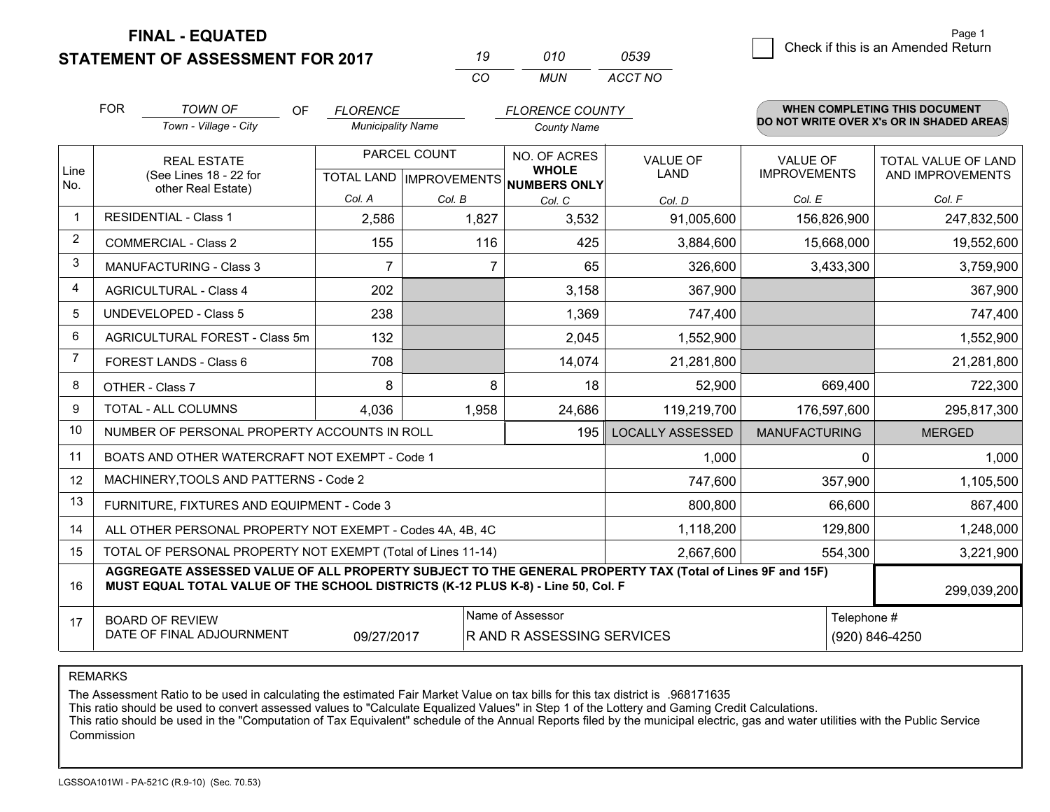**FINAL - EQUATED**
**STATEMENT OF ASSESSMENT FOR 2017**

| 19 | 010 | 0539 |
|---|---|---|
| CO | MUN | ACCT NO |

Page 1

☐ Check if this is an Amended Return

FOR *TOWN OF* (Town - Village - City) OF *FLORENCE* (Municipality Name) *FLORENCE COUNTY* (County Name)

**WHEN COMPLETING THIS DOCUMENT DO NOT WRITE OVER X's OR IN SHADED AREAS**

| Line No. | REAL ESTATE (See Lines 18 - 22 for other Real Estate) | PARCEL COUNT | | NO. OF ACRES WHOLE NUMBERS ONLY | VALUE OF LAND | VALUE OF IMPROVEMENTS | TOTAL VALUE OF LAND AND IMPROVEMENTS |
|---|---|---|---|---|---|---|---|
| | | TOTAL LAND Col. A | IMPROVEMENTS Col. B | Col. C | Col. D | Col. E | Col. F |
| 1 | RESIDENTIAL - Class 1 | 2,586 | 1,827 | 3,532 | 91,005,600 | 156,826,900 | 247,832,500 |
| 2 | COMMERCIAL - Class 2 | 155 | 116 | 425 | 3,884,600 | 15,668,000 | 19,552,600 |
| 3 | MANUFACTURING - Class 3 | 7 | 7 | 65 | 326,600 | 3,433,300 | 3,759,900 |
| 4 | AGRICULTURAL - Class 4 | 202 | | 3,158 | 367,900 | | 367,900 |
| 5 | UNDEVELOPED - Class 5 | 238 | | 1,369 | 747,400 | | 747,400 |
| 6 | AGRICULTURAL FOREST - Class 5m | 132 | | 2,045 | 1,552,900 | | 1,552,900 |
| 7 | FOREST LANDS - Class 6 | 708 | | 14,074 | 21,281,800 | | 21,281,800 |
| 8 | OTHER - Class 7 | 8 | 8 | 18 | 52,900 | 669,400 | 722,300 |
| 9 | TOTAL - ALL COLUMNS | 4,036 | 1,958 | 24,686 | 119,219,700 | 176,597,600 | 295,817,300 |
| 10 | NUMBER OF PERSONAL PROPERTY ACCOUNTS IN ROLL | | | 195 | LOCALLY ASSESSED | MANUFACTURING | MERGED |
| 11 | BOATS AND OTHER WATERCRAFT NOT EXEMPT - Code 1 | | | | 1,000 | 0 | 1,000 |
| 12 | MACHINERY,TOOLS AND PATTERNS - Code 2 | | | | 747,600 | 357,900 | 1,105,500 |
| 13 | FURNITURE, FIXTURES AND EQUIPMENT - Code 3 | | | | 800,800 | 66,600 | 867,400 |
| 14 | ALL OTHER PERSONAL PROPERTY NOT EXEMPT - Codes 4A, 4B, 4C | | | | 1,118,200 | 129,800 | 1,248,000 |
| 15 | TOTAL OF PERSONAL PROPERTY NOT EXEMPT (Total of Lines 11-14) | | | | 2,667,600 | 554,300 | 3,221,900 |
| 16 | **AGGREGATE ASSESSED VALUE OF ALL PROPERTY SUBJECT TO THE GENERAL PROPERTY TAX (Total of Lines 9F and 15F) MUST EQUAL TOTAL VALUE OF THE SCHOOL DISTRICTS (K-12 PLUS K-8) - Line 50, Col. F** | | | | | | 299,039,200 |
| 17 | BOARD OF REVIEW DATE OF FINAL ADJOURNMENT | 09/27/2017 | | Name of Assessor: R AND R ASSESSING SERVICES | | | Telephone #: (920) 846-4250 |

REMARKS

The Assessment Ratio to be used in calculating the estimated Fair Market Value on tax bills for this tax district is .968171635
This ratio should be used to convert assessed values to "Calculate Equalized Values" in Step 1 of the Lottery and Gaming Credit Calculations.
This ratio should be used in the "Computation of Tax Equivalent" schedule of the Annual Reports filed by the municipal electric, gas and water utilities with the Public Service Commission

LGSSOA101WI - PA-521C (R.9-10) (Sec. 70.53)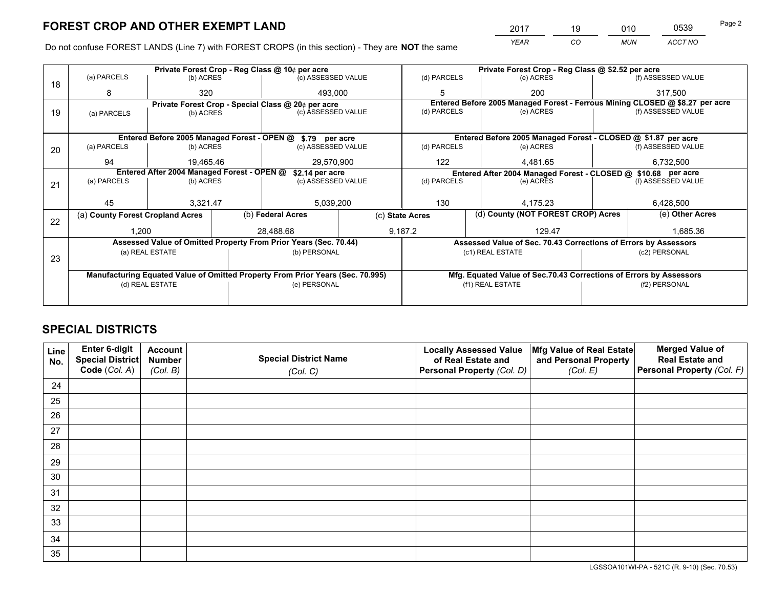# FOREST CROP AND OTHER EXEMPT LAND

| 2017 | 19 | 010 | 0539 |
|---|---|---|---|
| *YEAR* | *CO* | *MUN* | *ACCT NO* |

Page 2

Do not confuse FOREST LANDS (Line 7) with FOREST CROPS (in this section) - They are **NOT** the same

| Line | Private Forest Crop - Reg Class @ 10¢ per acre | | | Private Forest Crop - Reg Class @ $2.52 per acre | | |
|---|---|---|---|---|---|---|
| | (a) PARCELS | (b) ACRES | (c) ASSESSED VALUE | (d) PARCELS | (e) ACRES | (f) ASSESSED VALUE |
| 18 | 8 | 320 | 493,000 | 5 | 200 | 317,500 |
| | **Private Forest Crop - Special Class @ 20¢ per acre** | | | **Entered Before 2005 Managed Forest - Ferrous Mining CLOSED @ $8.27 per acre** | | |
| 19 | (a) PARCELS | (b) ACRES | (c) ASSESSED VALUE | (d) PARCELS | (e) ACRES | (f) ASSESSED VALUE |
| | | | | | | |
| | **Entered Before 2005 Managed Forest - OPEN @ $.79 per acre** | | | **Entered Before 2005 Managed Forest - CLOSED @ $1.87 per acre** | | |
| 20 | (a) PARCELS | (b) ACRES | (c) ASSESSED VALUE | (d) PARCELS | (e) ACRES | (f) ASSESSED VALUE |
| | 94 | 19,465.46 | 29,570,900 | 122 | 4,481.65 | 6,732,500 |
| | **Entered After 2004 Managed Forest - OPEN @ $2.14 per acre** | | | **Entered After 2004 Managed Forest - CLOSED @ $10.68 per acre** | | |
| 21 | (a) PARCELS | (b) ACRES | (c) ASSESSED VALUE | (d) PARCELS | (e) ACRES | (f) ASSESSED VALUE |
| | 45 | 3,321.47 | 5,039,200 | 130 | 4,175.23 | 6,428,500 |

| Line | (a) County Forest Cropland Acres | (b) Federal Acres | (c) State Acres | (d) County (NOT FOREST CROP) Acres | (e) Other Acres |
|---|---|---|---|---|---|
| 22 | 1,200 | 28,488.68 | 9,187.2 | 129.47 | 1,685.36 |

| Line | Assessed Value of Omitted Property From Prior Years (Sec. 70.44) | | Assessed Value of Sec. 70.43 Corrections of Errors by Assessors | |
|---|---|---|---|---|
| 23 | (a) REAL ESTATE | (b) PERSONAL | (c1) REAL ESTATE | (c2) PERSONAL |
| | | | | |
| | **Manufacturing Equated Value of Omitted Property From Prior Years (Sec. 70.995)** | | **Mfg. Equated Value of Sec.70.43 Corrections of Errors by Assessors** | |
| | (d) REAL ESTATE | (e) PERSONAL | (f1) REAL ESTATE | (f2) PERSONAL |
| | | | | |

# SPECIAL DISTRICTS

| Line No. | Enter 6-digit Special District Code (*Col. A*) | Account Number (*Col. B*) | Special District Name (*Col. C*) | Locally Assessed Value of Real Estate and Personal Property (*Col. D*) | Mfg Value of Real Estate and Personal Property (*Col. E*) | Merged Value of Real Estate and Personal Property (*Col. F*) |
|---|---|---|---|---|---|---|
| 24 | | | | | | |
| 25 | | | | | | |
| 26 | | | | | | |
| 27 | | | | | | |
| 28 | | | | | | |
| 29 | | | | | | |
| 30 | | | | | | |
| 31 | | | | | | |
| 32 | | | | | | |
| 33 | | | | | | |
| 34 | | | | | | |
| 35 | | | | | | |

LGSSOA101WI-PA - 521C (R. 9-10) (Sec. 70.53)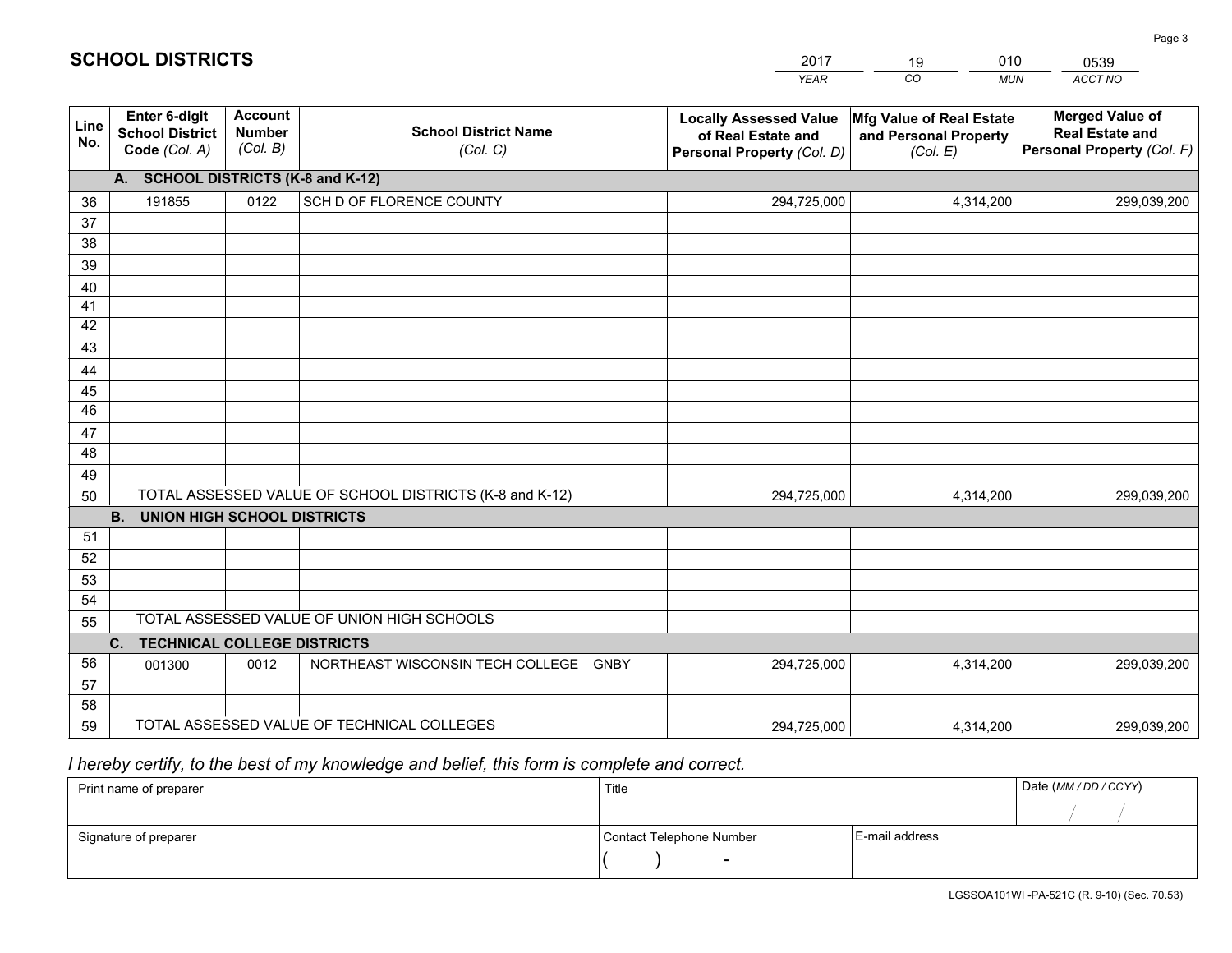# SCHOOL DISTRICTS

| 2017 | 19 | 010 | 0539 |
|---|---|---|---|
| *YEAR* | *CO* | *MUN* | *ACCT NO* |

| Line No. | Enter 6-digit School District Code *(Col. A)* | Account Number *(Col. B)* | School District Name *(Col. C)* | Locally Assessed Value of Real Estate and Personal Property *(Col. D)* | Mfg Value of Real Estate and Personal Property *(Col. E)* | Merged Value of Real Estate and Personal Property *(Col. F)* |
|---|---|---|---|---|---|---|
| | **A. SCHOOL DISTRICTS (K-8 and K-12)** | | | | | |
| 36 | 191855 | 0122 | SCH D OF FLORENCE COUNTY | 294,725,000 | 4,314,200 | 299,039,200 |
| 37 | | | | | | |
| 38 | | | | | | |
| 39 | | | | | | |
| 40 | | | | | | |
| 41 | | | | | | |
| 42 | | | | | | |
| 43 | | | | | | |
| 44 | | | | | | |
| 45 | | | | | | |
| 46 | | | | | | |
| 47 | | | | | | |
| 48 | | | | | | |
| 49 | | | | | | |
| 50 | TOTAL ASSESSED VALUE OF SCHOOL DISTRICTS (K-8 and K-12) | | | 294,725,000 | 4,314,200 | 299,039,200 |
| | **B. UNION HIGH SCHOOL DISTRICTS** | | | | | |
| 51 | | | | | | |
| 52 | | | | | | |
| 53 | | | | | | |
| 54 | | | | | | |
| 55 | TOTAL ASSESSED VALUE OF UNION HIGH SCHOOLS | | | | | |
| | **C. TECHNICAL COLLEGE DISTRICTS** | | | | | |
| 56 | 001300 | 0012 | NORTHEAST WISCONSIN TECH COLLEGE GNBY | 294,725,000 | 4,314,200 | 299,039,200 |
| 57 | | | | | | |
| 58 | | | | | | |
| 59 | TOTAL ASSESSED VALUE OF TECHNICAL COLLEGES | | | 294,725,000 | 4,314,200 | 299,039,200 |

*I hereby certify, to the best of my knowledge and belief, this form is complete and correct.*

| Print name of preparer | Title | | Date *(MM / DD / CCYY)* |
|---|---|---|---|
| | | | / / |
| Signature of preparer | Contact Telephone Number | E-mail address | |
| | ( ) - | | |

LGSSOA101WI -PA-521C (R. 9-10) (Sec. 70.53)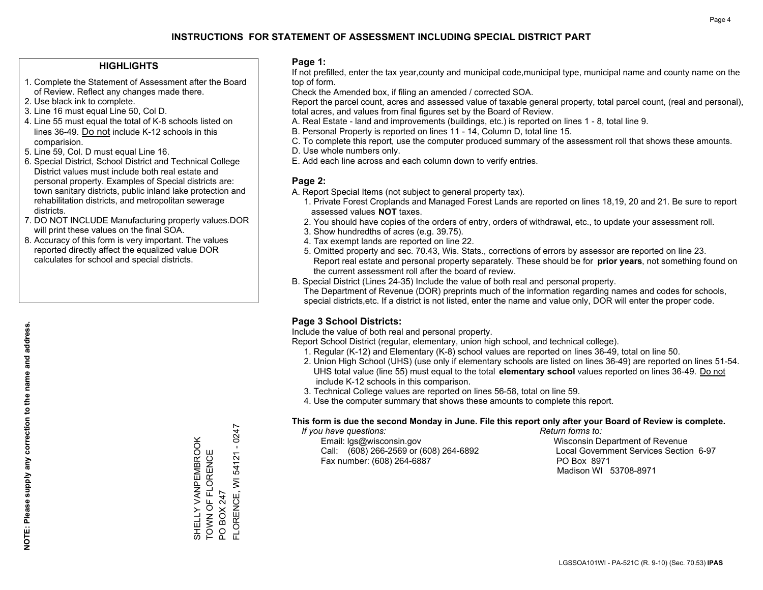# INSTRUCTIONS FOR STATEMENT OF ASSESSMENT INCLUDING SPECIAL DISTRICT PART

## HIGHLIGHTS

1. Complete the Statement of Assessment after the Board of Review. Reflect any changes made there.
2. Use black ink to complete.
3. Line 16 must equal Line 50, Col D.
4. Line 55 must equal the total of K-8 schools listed on lines 36-49. Do not include K-12 schools in this comparision.
5. Line 59, Col. D must equal Line 16.
6. Special District, School District and Technical College District values must include both real estate and personal property. Examples of Special districts are: town sanitary districts, public inland lake protection and rehabilitation districts, and metropolitan sewerage districts.
7. DO NOT INCLUDE Manufacturing property values.DOR will print these values on the final SOA.
8. Accuracy of this form is very important. The values reported directly affect the equalized value DOR calculates for school and special districts.

**NOTE: Please supply any correction to the name and address.**

SHELLY VANPEMBROOK
TOWN OF FLORENCE
PO BOX 247
FLORENCE, WI 54121 - 0247

## Page 1:

If not prefilled, enter the tax year,county and municipal code,municipal type, municipal name and county name on the top of form.

Check the Amended box, if filing an amended / corrected SOA.

Report the parcel count, acres and assessed value of taxable general property, total parcel count, (real and personal), total acres, and values from final figures set by the Board of Review.

A. Real Estate - land and improvements (buildings, etc.) is reported on lines 1 - 8, total line 9.
B. Personal Property is reported on lines 11 - 14, Column D, total line 15.
C. To complete this report, use the computer produced summary of the assessment roll that shows these amounts.
D. Use whole numbers only.
E. Add each line across and each column down to verify entries.

## Page 2:

A. Report Special Items (not subject to general property tax).
   1. Private Forest Croplands and Managed Forest Lands are reported on lines 18,19, 20 and 21. Be sure to report assessed values **NOT** taxes.
   2. You should have copies of the orders of entry, orders of withdrawal, etc., to update your assessment roll.
   3. Show hundredths of acres (e.g. 39.75).
   4. Tax exempt lands are reported on line 22.
   5. Omitted property and sec. 70.43, Wis. Stats., corrections of errors by assessor are reported on line 23. Report real estate and personal property separately. These should be for **prior years**, not something found on the current assessment roll after the board of review.
B. Special District (Lines 24-35) Include the value of both real and personal property.
   The Department of Revenue (DOR) preprints much of the information regarding names and codes for schools, special districts,etc. If a district is not listed, enter the name and value only, DOR will enter the proper code.

## Page 3 School Districts:

Include the value of both real and personal property.

Report School District (regular, elementary, union high school, and technical college).

1. Regular (K-12) and Elementary (K-8) school values are reported on lines 36-49, total on line 50.
2. Union High School (UHS) (use only if elementary schools are listed on lines 36-49) are reported on lines 51-54. UHS total value (line 55) must equal to the total **elementary school** values reported on lines 36-49. Do not include K-12 schools in this comparison.
3. Technical College values are reported on lines 56-58, total on line 59.
4. Use the computer summary that shows these amounts to complete this report.

**This form is due the second Monday in June. File this report only after your Board of Review is complete.**

*If you have questions:*
Email: lgs@wisconsin.gov
Call: (608) 266-2569 or (608) 264-6892
Fax number: (608) 264-6887

*Return forms to:*
Wisconsin Department of Revenue
Local Government Services Section 6-97
PO Box 8971
Madison WI 53708-8971

LGSSOA101WI - PA-521C (R. 9-10) (Sec. 70.53) **IPAS**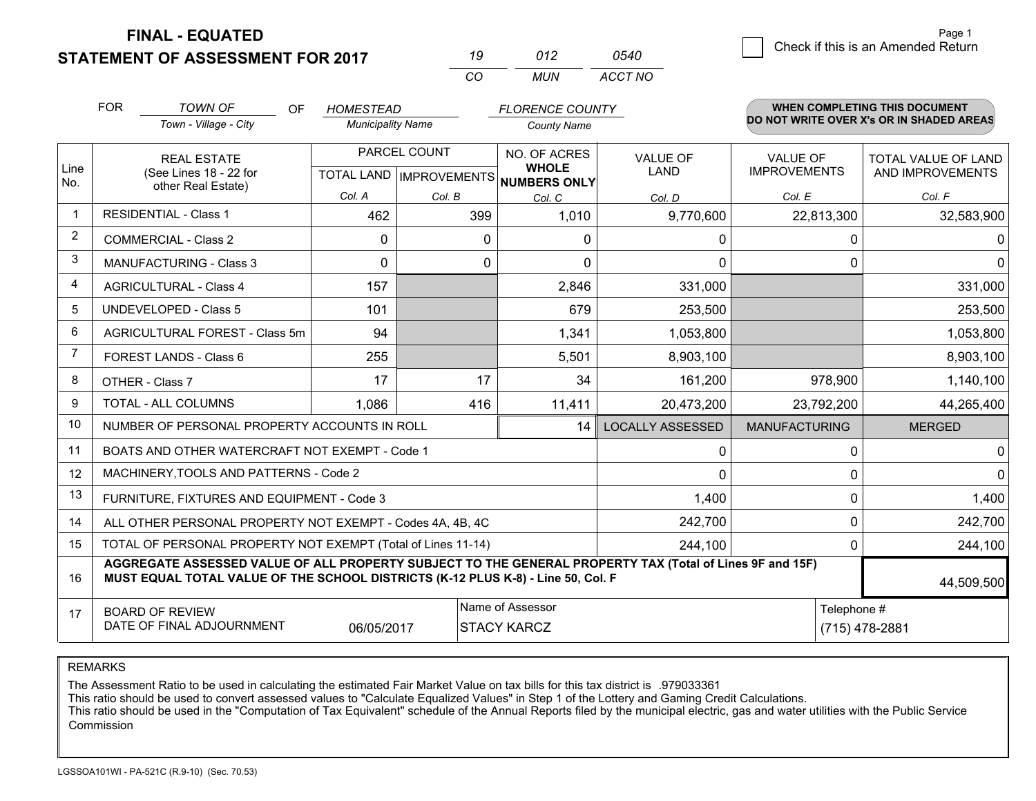# FINAL - EQUATED

# STATEMENT OF ASSESSMENT FOR 2017

| 19 | 012 | 0540 |
|---|---|---|
| CO | MUN | ACCT NO |

☐ Check if this is an Amended Return

FOR *TOWN OF* (Town - Village - City) OF *HOMESTEAD* (Municipality Name) *FLORENCE COUNTY* (County Name)

**WHEN COMPLETING THIS DOCUMENT DO NOT WRITE OVER X's OR IN SHADED AREAS**

| Line No. | REAL ESTATE (See Lines 18 - 22 for other Real Estate) | PARCEL COUNT | | NO. OF ACRES **WHOLE NUMBERS ONLY** | VALUE OF LAND | VALUE OF IMPROVEMENTS | TOTAL VALUE OF LAND AND IMPROVEMENTS |
|---|---|---|---|---|---|---|---|
| | | TOTAL LAND | IMPROVEMENTS | | | | |
| | | Col. A | Col. B | Col. C | Col. D | Col. E | Col. F |
| 1 | RESIDENTIAL - Class 1 | 462 | 399 | 1,010 | 9,770,600 | 22,813,300 | 32,583,900 |
| 2 | COMMERCIAL - Class 2 | 0 | 0 | 0 | 0 | 0 | 0 |
| 3 | MANUFACTURING - Class 3 | 0 | 0 | 0 | 0 | 0 | 0 |
| 4 | AGRICULTURAL - Class 4 | 157 | | 2,846 | 331,000 | | 331,000 |
| 5 | UNDEVELOPED - Class 5 | 101 | | 679 | 253,500 | | 253,500 |
| 6 | AGRICULTURAL FOREST - Class 5m | 94 | | 1,341 | 1,053,800 | | 1,053,800 |
| 7 | FOREST LANDS - Class 6 | 255 | | 5,501 | 8,903,100 | | 8,903,100 |
| 8 | OTHER - Class 7 | 17 | 17 | 34 | 161,200 | 978,900 | 1,140,100 |
| 9 | TOTAL - ALL COLUMNS | 1,086 | 416 | 11,411 | 20,473,200 | 23,792,200 | 44,265,400 |
| 10 | NUMBER OF PERSONAL PROPERTY ACCOUNTS IN ROLL | | | 14 | LOCALLY ASSESSED | MANUFACTURING | MERGED |
| 11 | BOATS AND OTHER WATERCRAFT NOT EXEMPT - Code 1 | | | | 0 | 0 | 0 |
| 12 | MACHINERY,TOOLS AND PATTERNS - Code 2 | | | | 0 | 0 | 0 |
| 13 | FURNITURE, FIXTURES AND EQUIPMENT - Code 3 | | | | 1,400 | 0 | 1,400 |
| 14 | ALL OTHER PERSONAL PROPERTY NOT EXEMPT - Codes 4A, 4B, 4C | | | | 242,700 | 0 | 242,700 |
| 15 | TOTAL OF PERSONAL PROPERTY NOT EXEMPT (Total of Lines 11-14) | | | | 244,100 | 0 | 244,100 |
| 16 | **AGGREGATE ASSESSED VALUE OF ALL PROPERTY SUBJECT TO THE GENERAL PROPERTY TAX (Total of Lines 9F and 15F) MUST EQUAL TOTAL VALUE OF THE SCHOOL DISTRICTS (K-12 PLUS K-8) - Line 50, Col. F** | | | | | | 44,509,500 |
| 17 | BOARD OF REVIEW DATE OF FINAL ADJOURNMENT | 06/05/2017 | Name of Assessor: STACY KARCZ | | | Telephone #: (715) 478-2881 | |

REMARKS

The Assessment Ratio to be used in calculating the estimated Fair Market Value on tax bills for this tax district is .979033361
This ratio should be used to convert assessed values to "Calculate Equalized Values" in Step 1 of the Lottery and Gaming Credit Calculations.
This ratio should be used in the "Computation of Tax Equivalent" schedule of the Annual Reports filed by the municipal electric, gas and water utilities with the Public Service Commission

LGSSOA101WI - PA-521C (R.9-10) (Sec. 70.53)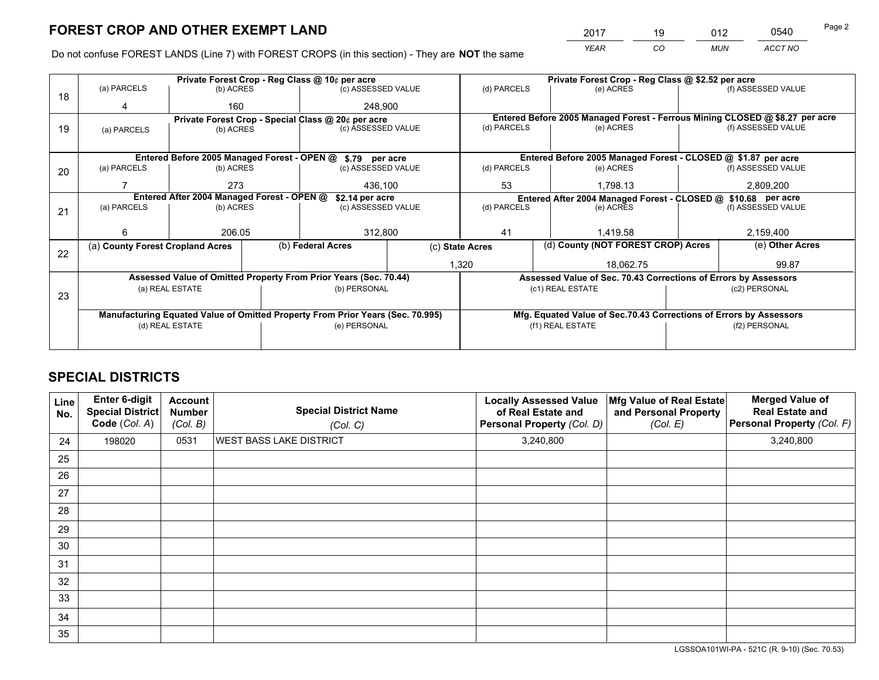# FOREST CROP AND OTHER EXEMPT LAND

| 2017 | 19 | 012 | 0540 |
|---|---|---|---|
| *YEAR* | *CO* | *MUN* | *ACCT NO* |

Do not confuse FOREST LANDS (Line 7) with FOREST CROPS (in this section) - They are **NOT** the same

| Line | Private Forest Crop - Reg Class @ 10¢ per acre | | | Private Forest Crop - Reg Class @ $2.52 per acre | | |
|---|---|---|---|---|---|---|
| | (a) PARCELS | (b) ACRES | (c) ASSESSED VALUE | (d) PARCELS | (e) ACRES | (f) ASSESSED VALUE |
| 18 | 4 | 160 | 248,900 | | | |
| | **Private Forest Crop - Special Class @ 20¢ per acre** | | | **Entered Before 2005 Managed Forest - Ferrous Mining CLOSED @ $8.27 per acre** | | |
| | (a) PARCELS | (b) ACRES | (c) ASSESSED VALUE | (d) PARCELS | (e) ACRES | (f) ASSESSED VALUE |
| 19 | | | | | | |
| | **Entered Before 2005 Managed Forest - OPEN @ $.79 per acre** | | | **Entered Before 2005 Managed Forest - CLOSED @ $1.87 per acre** | | |
| | (a) PARCELS | (b) ACRES | (c) ASSESSED VALUE | (d) PARCELS | (e) ACRES | (f) ASSESSED VALUE |
| 20 | 7 | 273 | 436,100 | 53 | 1,798.13 | 2,809,200 |
| | **Entered After 2004 Managed Forest - OPEN @ $2.14 per acre** | | | **Entered After 2004 Managed Forest - CLOSED @ $10.68 per acre** | | |
| | (a) PARCELS | (b) ACRES | (c) ASSESSED VALUE | (d) PARCELS | (e) ACRES | (f) ASSESSED VALUE |
| 21 | 6 | 206.05 | 312,800 | 41 | 1,419.58 | 2,159,400 |

| Line | (a) County Forest Cropland Acres | (b) Federal Acres | (c) State Acres | (d) County (NOT FOREST CROP) Acres | (e) Other Acres |
|---|---|---|---|---|---|
| 22 | | | 1,320 | 18,062.75 | 99.87 |

| Line | Assessed Value of Omitted Property From Prior Years (Sec. 70.44) | | Assessed Value of Sec. 70.43 Corrections of Errors by Assessors | |
|---|---|---|---|---|
| | (a) REAL ESTATE | (b) PERSONAL | (c1) REAL ESTATE | (c2) PERSONAL |
| 23 | | | | |
| | **Manufacturing Equated Value of Omitted Property From Prior Years (Sec. 70.995)** | | **Mfg. Equated Value of Sec.70.43 Corrections of Errors by Assessors** | |
| | (d) REAL ESTATE | (e) PERSONAL | (f1) REAL ESTATE | (f2) PERSONAL |
| | | | | |

# SPECIAL DISTRICTS

| Line No. | Enter 6-digit Special District Code (*Col. A*) | Account Number (*Col. B*) | Special District Name (*Col. C*) | Locally Assessed Value of Real Estate and Personal Property (*Col. D*) | Mfg Value of Real Estate and Personal Property (*Col. E*) | Merged Value of Real Estate and Personal Property (*Col. F*) |
|---|---|---|---|---|---|---|
| 24 | 198020 | 0531 | WEST BASS LAKE DISTRICT | 3,240,800 | | 3,240,800 |
| 25 | | | | | | |
| 26 | | | | | | |
| 27 | | | | | | |
| 28 | | | | | | |
| 29 | | | | | | |
| 30 | | | | | | |
| 31 | | | | | | |
| 32 | | | | | | |
| 33 | | | | | | |
| 34 | | | | | | |
| 35 | | | | | | |

LGSSOA101WI-PA - 521C (R. 9-10) (Sec. 70.53)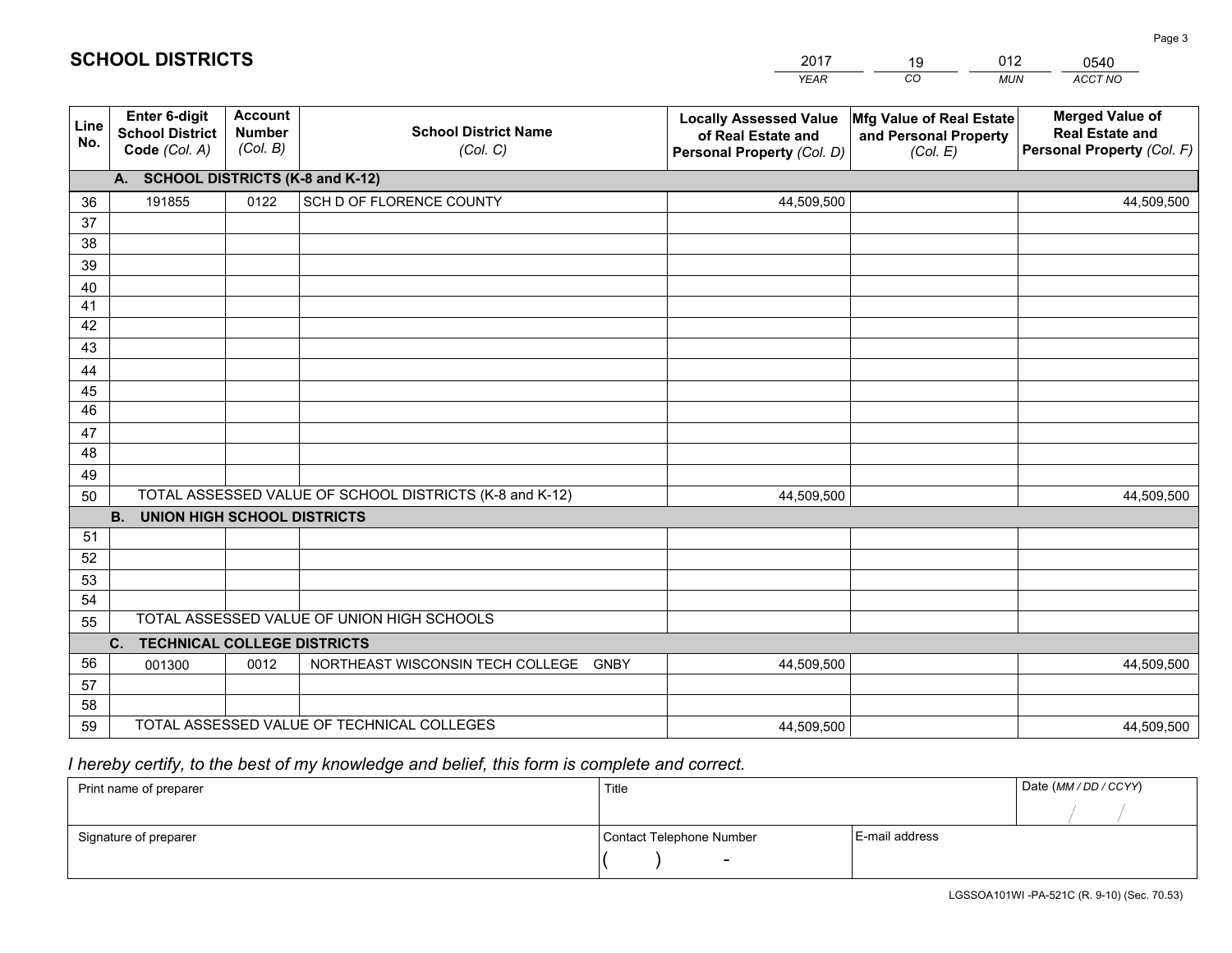# SCHOOL DISTRICTS

| 2017 | 19 | 012 | 0540 |
|---|---|---|---|
| YEAR | CO | MUN | ACCT NO |

| Line No. | Enter 6-digit School District Code (Col. A) | Account Number (Col. B) | School District Name (Col. C) | Locally Assessed Value of Real Estate and Personal Property (Col. D) | Mfg Value of Real Estate and Personal Property (Col. E) | Merged Value of Real Estate and Personal Property (Col. F) |
|---|---|---|---|---|---|---|
| | **A. SCHOOL DISTRICTS (K-8 and K-12)** | | | | | |
| 36 | 191855 | 0122 | SCH D OF FLORENCE COUNTY | 44,509,500 | | 44,509,500 |
| 37 | | | | | | |
| 38 | | | | | | |
| 39 | | | | | | |
| 40 | | | | | | |
| 41 | | | | | | |
| 42 | | | | | | |
| 43 | | | | | | |
| 44 | | | | | | |
| 45 | | | | | | |
| 46 | | | | | | |
| 47 | | | | | | |
| 48 | | | | | | |
| 49 | | | | | | |
| 50 | TOTAL ASSESSED VALUE OF SCHOOL DISTRICTS (K-8 and K-12) | | | 44,509,500 | | 44,509,500 |
| | **B. UNION HIGH SCHOOL DISTRICTS** | | | | | |
| 51 | | | | | | |
| 52 | | | | | | |
| 53 | | | | | | |
| 54 | | | | | | |
| 55 | TOTAL ASSESSED VALUE OF UNION HIGH SCHOOLS | | | | | |
| | **C. TECHNICAL COLLEGE DISTRICTS** | | | | | |
| 56 | 001300 | 0012 | NORTHEAST WISCONSIN TECH COLLEGE GNBY | 44,509,500 | | 44,509,500 |
| 57 | | | | | | |
| 58 | | | | | | |
| 59 | TOTAL ASSESSED VALUE OF TECHNICAL COLLEGES | | | 44,509,500 | | 44,509,500 |

*I hereby certify, to the best of my knowledge and belief, this form is complete and correct.*

| Print name of preparer | Title | | Date (MM / DD / CCYY) |
|---|---|---|---|
| | | | / / |
| Signature of preparer | Contact Telephone Number | E-mail address | |
| | ( ) - | | |

LGSSOA101WI -PA-521C (R. 9-10) (Sec. 70.53)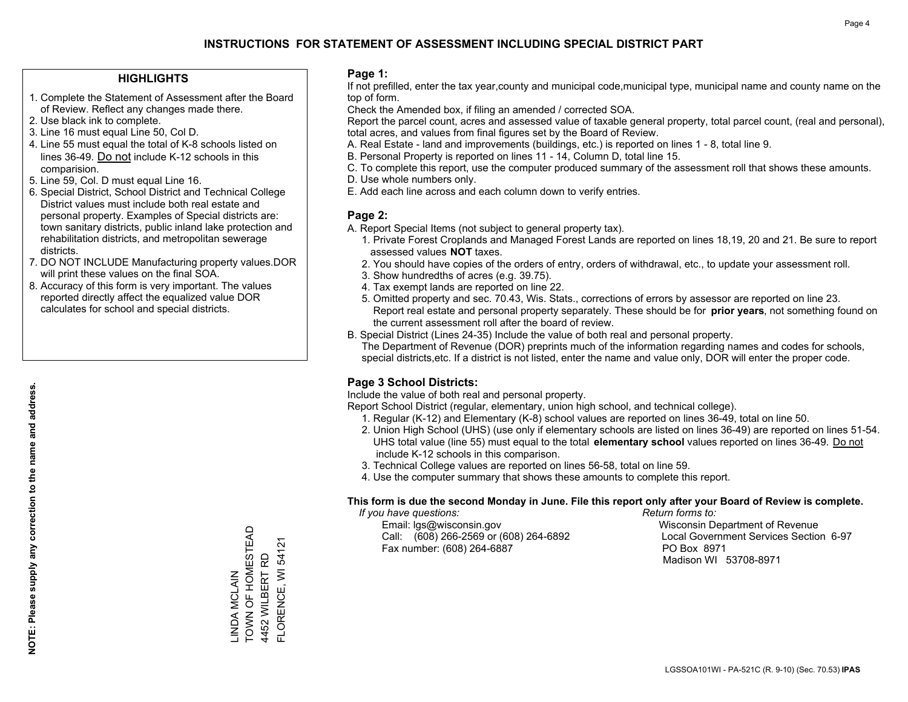# INSTRUCTIONS FOR STATEMENT OF ASSESSMENT INCLUDING SPECIAL DISTRICT PART

## HIGHLIGHTS

1. Complete the Statement of Assessment after the Board of Review. Reflect any changes made there.
2. Use black ink to complete.
3. Line 16 must equal Line 50, Col D.
4. Line 55 must equal the total of K-8 schools listed on lines 36-49. Do not include K-12 schools in this comparision.
5. Line 59, Col. D must equal Line 16.
6. Special District, School District and Technical College District values must include both real estate and personal property. Examples of Special districts are: town sanitary districts, public inland lake protection and rehabilitation districts, and metropolitan sewerage districts.
7. DO NOT INCLUDE Manufacturing property values.DOR will print these values on the final SOA.
8. Accuracy of this form is very important. The values reported directly affect the equalized value DOR calculates for school and special districts.

**NOTE: Please supply any correction to the name and address.**

LINDA MCLAIN
TOWN OF HOMESTEAD
4452 WILBERT RD
FLORENCE, WI 54121

## Page 1:

If not prefilled, enter the tax year,county and municipal code,municipal type, municipal name and county name on the top of form.

Check the Amended box, if filing an amended / corrected SOA.

Report the parcel count, acres and assessed value of taxable general property, total parcel count, (real and personal), total acres, and values from final figures set by the Board of Review.

A. Real Estate - land and improvements (buildings, etc.) is reported on lines 1 - 8, total line 9.
B. Personal Property is reported on lines 11 - 14, Column D, total line 15.
C. To complete this report, use the computer produced summary of the assessment roll that shows these amounts.
D. Use whole numbers only.
E. Add each line across and each column down to verify entries.

## Page 2:

A. Report Special Items (not subject to general property tax).
   1. Private Forest Croplands and Managed Forest Lands are reported on lines 18,19, 20 and 21. Be sure to report assessed values **NOT** taxes.
   2. You should have copies of the orders of entry, orders of withdrawal, etc., to update your assessment roll.
   3. Show hundredths of acres (e.g. 39.75).
   4. Tax exempt lands are reported on line 22.
   5. Omitted property and sec. 70.43, Wis. Stats., corrections of errors by assessor are reported on line 23. Report real estate and personal property separately. These should be for **prior years**, not something found on the current assessment roll after the board of review.
B. Special District (Lines 24-35) Include the value of both real and personal property.
   The Department of Revenue (DOR) preprints much of the information regarding names and codes for schools, special districts,etc. If a district is not listed, enter the name and value only, DOR will enter the proper code.

## Page 3 School Districts:

Include the value of both real and personal property.

Report School District (regular, elementary, union high school, and technical college).

1. Regular (K-12) and Elementary (K-8) school values are reported on lines 36-49, total on line 50.
2. Union High School (UHS) (use only if elementary schools are listed on lines 36-49) are reported on lines 51-54. UHS total value (line 55) must equal to the total **elementary school** values reported on lines 36-49. Do not include K-12 schools in this comparison.
3. Technical College values are reported on lines 56-58, total on line 59.
4. Use the computer summary that shows these amounts to complete this report.

**This form is due the second Monday in June. File this report only after your Board of Review is complete.**

*If you have questions:*
Email: lgs@wisconsin.gov
Call: (608) 266-2569 or (608) 264-6892
Fax number: (608) 264-6887

*Return forms to:*
Wisconsin Department of Revenue
Local Government Services Section 6-97
PO Box 8971
Madison WI 53708-8971

LGSSOA101WI - PA-521C (R. 9-10) (Sec. 70.53) **IPAS**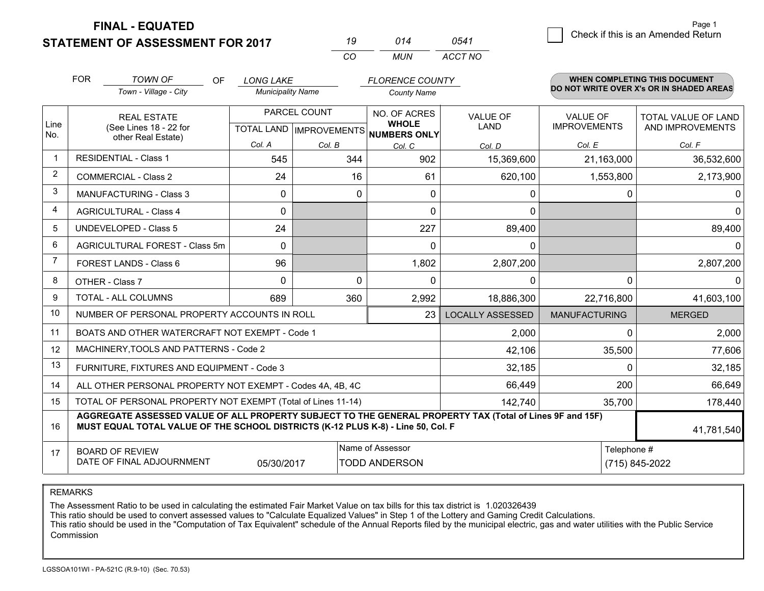**FINAL - EQUATED**
**STATEMENT OF ASSESSMENT FOR 2017**

| 19 | 014 | 0541 |
|---|---|---|
| CO | MUN | ACCT NO |

Page 1

☐ Check if this is an Amended Return

FOR *TOWN OF* (Town - Village - City) OF *LONG LAKE* (Municipality Name) *FLORENCE COUNTY* (County Name)

**WHEN COMPLETING THIS DOCUMENT DO NOT WRITE OVER X's OR IN SHADED AREAS**

| Line No. | REAL ESTATE (See Lines 18 - 22 for other Real Estate) | PARCEL COUNT TOTAL LAND Col. A | PARCEL COUNT IMPROVEMENTS Col. B | NO. OF ACRES WHOLE NUMBERS ONLY Col. C | VALUE OF LAND Col. D | VALUE OF IMPROVEMENTS Col. E | TOTAL VALUE OF LAND AND IMPROVEMENTS Col. F |
|---|---|---|---|---|---|---|---|
| 1 | RESIDENTIAL - Class 1 | 545 | 344 | 902 | 15,369,600 | 21,163,000 | 36,532,600 |
| 2 | COMMERCIAL - Class 2 | 24 | 16 | 61 | 620,100 | 1,553,800 | 2,173,900 |
| 3 | MANUFACTURING - Class 3 | 0 | 0 | 0 | 0 | 0 | 0 |
| 4 | AGRICULTURAL - Class 4 | 0 | | 0 | 0 | | 0 |
| 5 | UNDEVELOPED - Class 5 | 24 | | 227 | 89,400 | | 89,400 |
| 6 | AGRICULTURAL FOREST - Class 5m | 0 | | 0 | 0 | | 0 |
| 7 | FOREST LANDS - Class 6 | 96 | | 1,802 | 2,807,200 | | 2,807,200 |
| 8 | OTHER - Class 7 | 0 | 0 | 0 | 0 | 0 | 0 |
| 9 | TOTAL - ALL COLUMNS | 689 | 360 | 2,992 | 18,886,300 | 22,716,800 | 41,603,100 |
| 10 | NUMBER OF PERSONAL PROPERTY ACCOUNTS IN ROLL | | | 23 | LOCALLY ASSESSED | MANUFACTURING | MERGED |
| 11 | BOATS AND OTHER WATERCRAFT NOT EXEMPT - Code 1 | | | | 2,000 | 0 | 2,000 |
| 12 | MACHINERY,TOOLS AND PATTERNS - Code 2 | | | | 42,106 | 35,500 | 77,606 |
| 13 | FURNITURE, FIXTURES AND EQUIPMENT - Code 3 | | | | 32,185 | 0 | 32,185 |
| 14 | ALL OTHER PERSONAL PROPERTY NOT EXEMPT - Codes 4A, 4B, 4C | | | | 66,449 | 200 | 66,649 |
| 15 | TOTAL OF PERSONAL PROPERTY NOT EXEMPT (Total of Lines 11-14) | | | | 142,740 | 35,700 | 178,440 |
| 16 | **AGGREGATE ASSESSED VALUE OF ALL PROPERTY SUBJECT TO THE GENERAL PROPERTY TAX (Total of Lines 9F and 15F) MUST EQUAL TOTAL VALUE OF THE SCHOOL DISTRICTS (K-12 PLUS K-8) - Line 50, Col. F** | | | | | | 41,781,540 |
| 17 | BOARD OF REVIEW DATE OF FINAL ADJOURNMENT | 05/30/2017 | Name of Assessor | TODD ANDERSON | | Telephone # | (715) 845-2022 |

REMARKS

The Assessment Ratio to be used in calculating the estimated Fair Market Value on tax bills for this tax district is 1.020326439
This ratio should be used to convert assessed values to "Calculate Equalized Values" in Step 1 of the Lottery and Gaming Credit Calculations.
This ratio should be used in the "Computation of Tax Equivalent" schedule of the Annual Reports filed by the municipal electric, gas and water utilities with the Public Service Commission

LGSSOA101WI - PA-521C (R.9-10) (Sec. 70.53)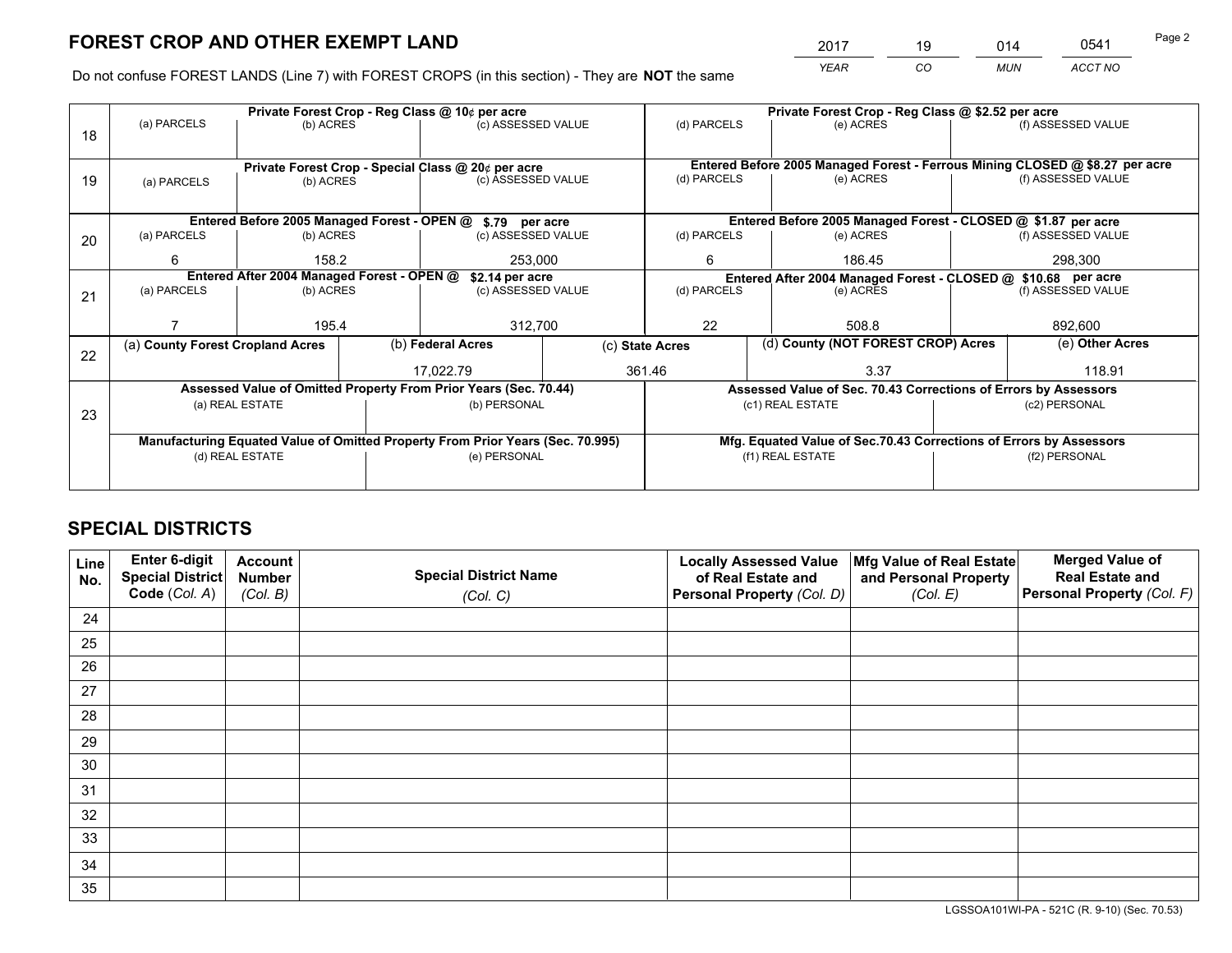# FOREST CROP AND OTHER EXEMPT LAND

| 2017 | 19 | 014 | 0541 |
|---|---|---|---|
| *YEAR* | *CO* | *MUN* | *ACCT NO* |

Do not confuse FOREST LANDS (Line 7) with FOREST CROPS (in this section) - They are **NOT** the same

| Line | Private Forest Crop - Reg Class @ 10¢ per acre | | | Private Forest Crop - Reg Class @ $2.52 per acre | | |
|---|---|---|---|---|---|---|
| 18 | (a) PARCELS | (b) ACRES | (c) ASSESSED VALUE | (d) PARCELS | (e) ACRES | (f) ASSESSED VALUE |
| | | | | | | |
| | **Private Forest Crop - Special Class @ 20¢ per acre** | | | **Entered Before 2005 Managed Forest - Ferrous Mining CLOSED @ $8.27 per acre** | | |
| 19 | (a) PARCELS | (b) ACRES | (c) ASSESSED VALUE | (d) PARCELS | (e) ACRES | (f) ASSESSED VALUE |
| | | | | | | |
| | **Entered Before 2005 Managed Forest - OPEN @ $.79 per acre** | | | **Entered Before 2005 Managed Forest - CLOSED @ $1.87 per acre** | | |
| 20 | (a) PARCELS | (b) ACRES | (c) ASSESSED VALUE | (d) PARCELS | (e) ACRES | (f) ASSESSED VALUE |
| | 6 | 158.2 | 253,000 | 6 | 186.45 | 298,300 |
| | **Entered After 2004 Managed Forest - OPEN @ $2.14 per acre** | | | **Entered After 2004 Managed Forest - CLOSED @ $10.68 per acre** | | |
| 21 | (a) PARCELS | (b) ACRES | (c) ASSESSED VALUE | (d) PARCELS | (e) ACRES | (f) ASSESSED VALUE |
| | 7 | 195.4 | 312,700 | 22 | 508.8 | 892,600 |

| Line | (a) County Forest Cropland Acres | (b) Federal Acres | (c) State Acres | (d) County (NOT FOREST CROP) Acres | (e) Other Acres |
|---|---|---|---|---|---|
| 22 | | 17,022.79 | 361.46 | 3.37 | 118.91 |

| Line | Assessed Value of Omitted Property From Prior Years (Sec. 70.44) | | Assessed Value of Sec. 70.43 Corrections of Errors by Assessors | |
|---|---|---|---|---|
| 23 | (a) REAL ESTATE | (b) PERSONAL | (c1) REAL ESTATE | (c2) PERSONAL |
| | | | | |
| | **Manufacturing Equated Value of Omitted Property From Prior Years (Sec. 70.995)** | | **Mfg. Equated Value of Sec.70.43 Corrections of Errors by Assessors** | |
| | (d) REAL ESTATE | (e) PERSONAL | (f1) REAL ESTATE | (f2) PERSONAL |
| | | | | |

# SPECIAL DISTRICTS

| Line No. | Enter 6-digit Special District Code (*Col. A*) | Account Number (*Col. B*) | Special District Name (*Col. C*) | Locally Assessed Value of Real Estate and Personal Property (*Col. D*) | Mfg Value of Real Estate and Personal Property (*Col. E*) | Merged Value of Real Estate and Personal Property (*Col. F*) |
|---|---|---|---|---|---|---|
| 24 | | | | | | |
| 25 | | | | | | |
| 26 | | | | | | |
| 27 | | | | | | |
| 28 | | | | | | |
| 29 | | | | | | |
| 30 | | | | | | |
| 31 | | | | | | |
| 32 | | | | | | |
| 33 | | | | | | |
| 34 | | | | | | |
| 35 | | | | | | |

LGSSOA101WI-PA - 521C (R. 9-10) (Sec. 70.53)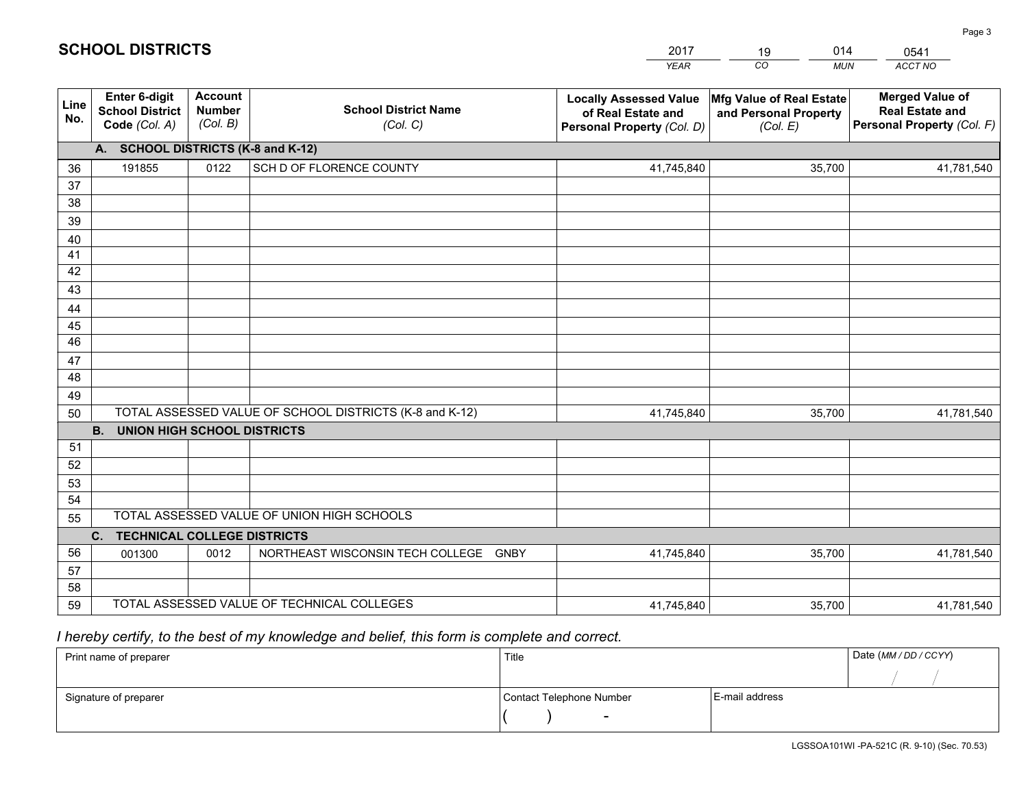# SCHOOL DISTRICTS

| 2017 | 19 | 014 | 0541 |
|---|---|---|---|
| *YEAR* | *CO* | *MUN* | *ACCT NO* |

| Line No. | Enter 6-digit School District Code *(Col. A)* | Account Number *(Col. B)* | School District Name *(Col. C)* | Locally Assessed Value of Real Estate and Personal Property *(Col. D)* | Mfg Value of Real Estate and Personal Property *(Col. E)* | Merged Value of Real Estate and Personal Property *(Col. F)* |
|---|---|---|---|---|---|---|
| | **A. SCHOOL DISTRICTS (K-8 and K-12)** | | | | | |
| 36 | 191855 | 0122 | SCH D OF FLORENCE COUNTY | 41,745,840 | 35,700 | 41,781,540 |
| 37 | | | | | | |
| 38 | | | | | | |
| 39 | | | | | | |
| 40 | | | | | | |
| 41 | | | | | | |
| 42 | | | | | | |
| 43 | | | | | | |
| 44 | | | | | | |
| 45 | | | | | | |
| 46 | | | | | | |
| 47 | | | | | | |
| 48 | | | | | | |
| 49 | | | | | | |
| 50 | TOTAL ASSESSED VALUE OF SCHOOL DISTRICTS (K-8 and K-12) | | | 41,745,840 | 35,700 | 41,781,540 |
| | **B. UNION HIGH SCHOOL DISTRICTS** | | | | | |
| 51 | | | | | | |
| 52 | | | | | | |
| 53 | | | | | | |
| 54 | | | | | | |
| 55 | TOTAL ASSESSED VALUE OF UNION HIGH SCHOOLS | | | | | |
| | **C. TECHNICAL COLLEGE DISTRICTS** | | | | | |
| 56 | 001300 | 0012 | NORTHEAST WISCONSIN TECH COLLEGE GNBY | 41,745,840 | 35,700 | 41,781,540 |
| 57 | | | | | | |
| 58 | | | | | | |
| 59 | TOTAL ASSESSED VALUE OF TECHNICAL COLLEGES | | | 41,745,840 | 35,700 | 41,781,540 |

*I hereby certify, to the best of my knowledge and belief, this form is complete and correct.*

| Print name of preparer | Title | | Date *(MM / DD / CCYY)* |
|---|---|---|---|
| | | | / / |
| Signature of preparer | Contact Telephone Number | E-mail address | |
| | ( ) - | | |

LGSSOA101WI -PA-521C (R. 9-10) (Sec. 70.53)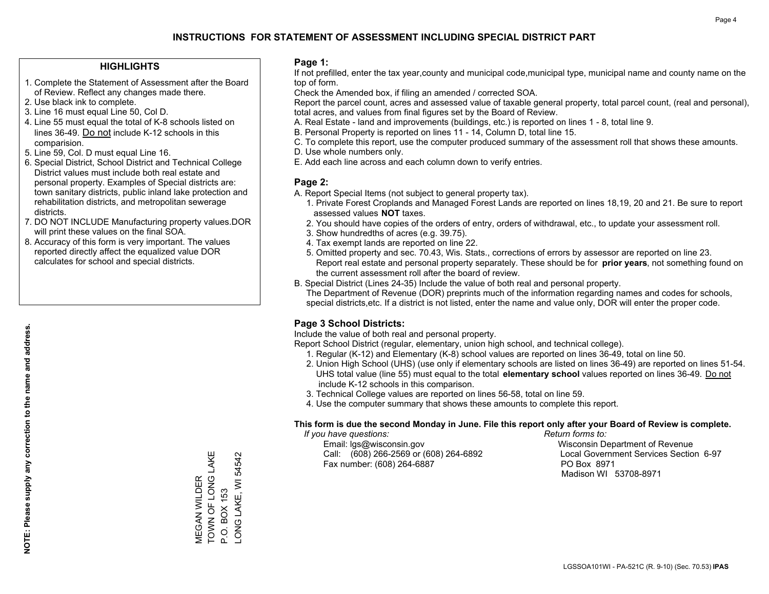# INSTRUCTIONS FOR STATEMENT OF ASSESSMENT INCLUDING SPECIAL DISTRICT PART

## HIGHLIGHTS

1. Complete the Statement of Assessment after the Board of Review. Reflect any changes made there.
2. Use black ink to complete.
3. Line 16 must equal Line 50, Col D.
4. Line 55 must equal the total of K-8 schools listed on lines 36-49. Do not include K-12 schools in this comparision.
5. Line 59, Col. D must equal Line 16.
6. Special District, School District and Technical College District values must include both real estate and personal property. Examples of Special districts are: town sanitary districts, public inland lake protection and rehabilitation districts, and metropolitan sewerage districts.
7. DO NOT INCLUDE Manufacturing property values.DOR will print these values on the final SOA.
8. Accuracy of this form is very important. The values reported directly affect the equalized value DOR calculates for school and special districts.

**NOTE: Please supply any correction to the name and address.**

MEGAN WILDER
TOWN OF LONG LAKE
P.O. BOX 153
LONG LAKE, WI 54542

## Page 1:

If not prefilled, enter the tax year,county and municipal code,municipal type, municipal name and county name on the top of form.

Check the Amended box, if filing an amended / corrected SOA.

Report the parcel count, acres and assessed value of taxable general property, total parcel count, (real and personal), total acres, and values from final figures set by the Board of Review.

A. Real Estate - land and improvements (buildings, etc.) is reported on lines 1 - 8, total line 9.
B. Personal Property is reported on lines 11 - 14, Column D, total line 15.
C. To complete this report, use the computer produced summary of the assessment roll that shows these amounts.
D. Use whole numbers only.
E. Add each line across and each column down to verify entries.

## Page 2:

A. Report Special Items (not subject to general property tax).
   1. Private Forest Croplands and Managed Forest Lands are reported on lines 18,19, 20 and 21. Be sure to report assessed values **NOT** taxes.
   2. You should have copies of the orders of entry, orders of withdrawal, etc., to update your assessment roll.
   3. Show hundredths of acres (e.g. 39.75).
   4. Tax exempt lands are reported on line 22.
   5. Omitted property and sec. 70.43, Wis. Stats., corrections of errors by assessor are reported on line 23. Report real estate and personal property separately. These should be for **prior years**, not something found on the current assessment roll after the board of review.
B. Special District (Lines 24-35) Include the value of both real and personal property.
   The Department of Revenue (DOR) preprints much of the information regarding names and codes for schools, special districts,etc. If a district is not listed, enter the name and value only, DOR will enter the proper code.

## Page 3 School Districts:

Include the value of both real and personal property.

Report School District (regular, elementary, union high school, and technical college).

1. Regular (K-12) and Elementary (K-8) school values are reported on lines 36-49, total on line 50.
2. Union High School (UHS) (use only if elementary schools are listed on lines 36-49) are reported on lines 51-54. UHS total value (line 55) must equal to the total **elementary school** values reported on lines 36-49. Do not include K-12 schools in this comparison.
3. Technical College values are reported on lines 56-58, total on line 59.
4. Use the computer summary that shows these amounts to complete this report.

**This form is due the second Monday in June. File this report only after your Board of Review is complete.**

*If you have questions:*
Email: lgs@wisconsin.gov
Call: (608) 266-2569 or (608) 264-6892
Fax number: (608) 264-6887

*Return forms to:*
Wisconsin Department of Revenue
Local Government Services Section 6-97
PO Box 8971
Madison WI 53708-8971

LGSSOA101WI - PA-521C (R. 9-10) (Sec. 70.53) **IPAS**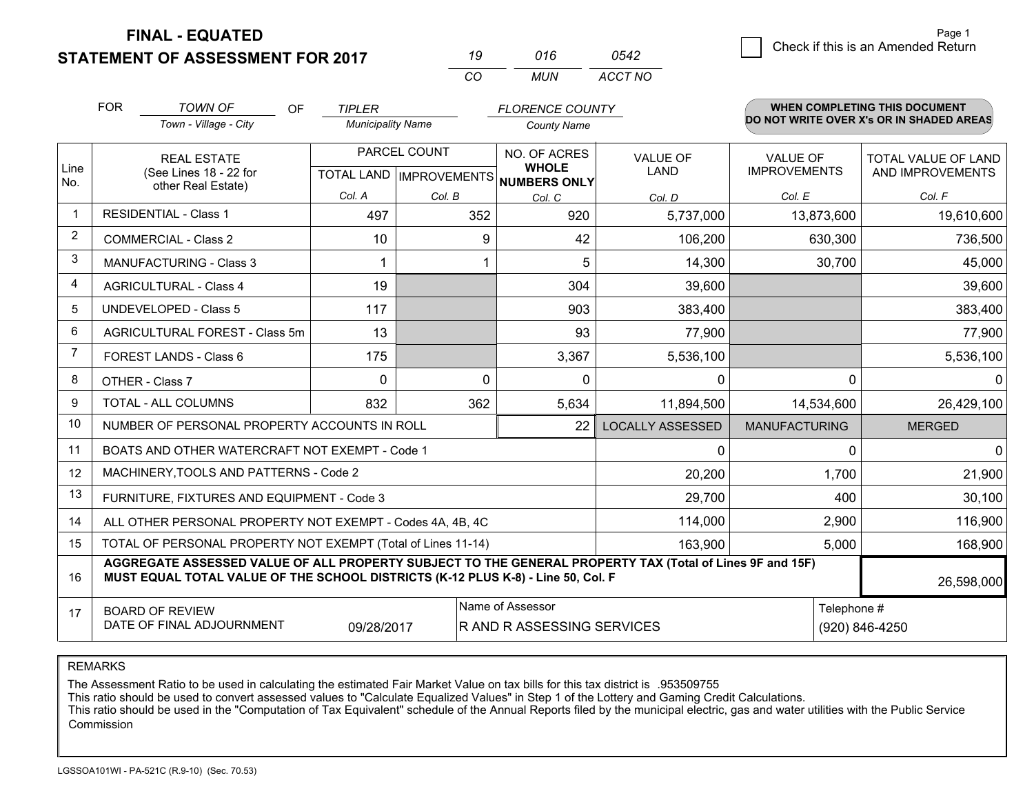# FINAL - EQUATED
# STATEMENT OF ASSESSMENT FOR 2017

| 19 | 016 | 0542 |
|---|---|---|
| CO | MUN | ACCT NO |

Page 1

☐ Check if this is an Amended Return

FOR *TOWN OF* (Town - Village - City) OF *TIPLER* (Municipality Name) *FLORENCE COUNTY* (County Name)

**WHEN COMPLETING THIS DOCUMENT DO NOT WRITE OVER X's OR IN SHADED AREAS**

| Line No. | REAL ESTATE (See Lines 18 - 22 for other Real Estate) | PARCEL COUNT TOTAL LAND Col. A | PARCEL COUNT IMPROVEMENTS Col. B | NO. OF ACRES WHOLE NUMBERS ONLY Col. C | VALUE OF LAND Col. D | VALUE OF IMPROVEMENTS Col. E | TOTAL VALUE OF LAND AND IMPROVEMENTS Col. F |
|---|---|---|---|---|---|---|---|
| 1 | RESIDENTIAL - Class 1 | 497 | 352 | 920 | 5,737,000 | 13,873,600 | 19,610,600 |
| 2 | COMMERCIAL - Class 2 | 10 | 9 | 42 | 106,200 | 630,300 | 736,500 |
| 3 | MANUFACTURING - Class 3 | 1 | 1 | 5 | 14,300 | 30,700 | 45,000 |
| 4 | AGRICULTURAL - Class 4 | 19 | | 304 | 39,600 | | 39,600 |
| 5 | UNDEVELOPED - Class 5 | 117 | | 903 | 383,400 | | 383,400 |
| 6 | AGRICULTURAL FOREST - Class 5m | 13 | | 93 | 77,900 | | 77,900 |
| 7 | FOREST LANDS - Class 6 | 175 | | 3,367 | 5,536,100 | | 5,536,100 |
| 8 | OTHER - Class 7 | 0 | 0 | 0 | 0 | 0 | 0 |
| 9 | TOTAL - ALL COLUMNS | 832 | 362 | 5,634 | 11,894,500 | 14,534,600 | 26,429,100 |
| 10 | NUMBER OF PERSONAL PROPERTY ACCOUNTS IN ROLL | | | 22 | LOCALLY ASSESSED | MANUFACTURING | MERGED |
| 11 | BOATS AND OTHER WATERCRAFT NOT EXEMPT - Code 1 | | | | 0 | 0 | 0 |
| 12 | MACHINERY,TOOLS AND PATTERNS - Code 2 | | | | 20,200 | 1,700 | 21,900 |
| 13 | FURNITURE, FIXTURES AND EQUIPMENT - Code 3 | | | | 29,700 | 400 | 30,100 |
| 14 | ALL OTHER PERSONAL PROPERTY NOT EXEMPT - Codes 4A, 4B, 4C | | | | 114,000 | 2,900 | 116,900 |
| 15 | TOTAL OF PERSONAL PROPERTY NOT EXEMPT (Total of Lines 11-14) | | | | 163,900 | 5,000 | 168,900 |
| 16 | **AGGREGATE ASSESSED VALUE OF ALL PROPERTY SUBJECT TO THE GENERAL PROPERTY TAX (Total of Lines 9F and 15F) MUST EQUAL TOTAL VALUE OF THE SCHOOL DISTRICTS (K-12 PLUS K-8) - Line 50, Col. F** | | | | | | 26,598,000 |
| 17 | BOARD OF REVIEW DATE OF FINAL ADJOURNMENT | 09/28/2017 | | Name of Assessor: R AND R ASSESSING SERVICES | | | Telephone #: (920) 846-4250 |

REMARKS

The Assessment Ratio to be used in calculating the estimated Fair Market Value on tax bills for this tax district is .953509755
This ratio should be used to convert assessed values to "Calculate Equalized Values" in Step 1 of the Lottery and Gaming Credit Calculations.
This ratio should be used in the "Computation of Tax Equivalent" schedule of the Annual Reports filed by the municipal electric, gas and water utilities with the Public Service Commission

LGSSOA101WI - PA-521C (R.9-10) (Sec. 70.53)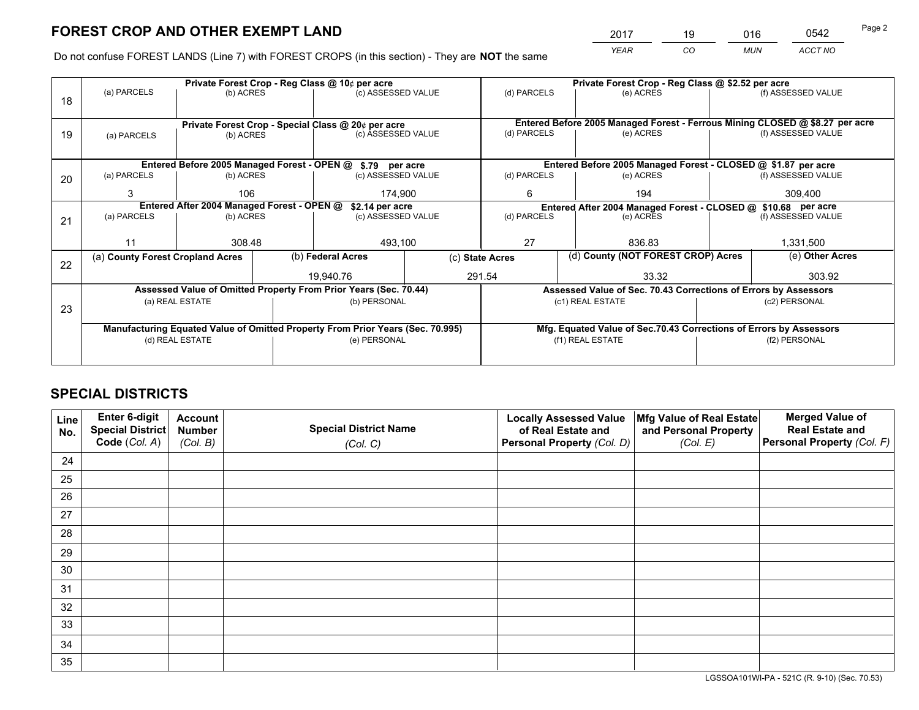# FOREST CROP AND OTHER EXEMPT LAND

| 2017 | 19 | 016 | 0542 |
|---|---|---|---|
| *YEAR* | *CO* | *MUN* | *ACCT NO* |

Do not confuse FOREST LANDS (Line 7) with FOREST CROPS (in this section) - They are **NOT** the same

| Line | Private Forest Crop - Reg Class @ 10¢ per acre | | | Private Forest Crop - Reg Class @ $2.52 per acre | | |
|---|---|---|---|---|---|---|
| 18 | (a) PARCELS | (b) ACRES | (c) ASSESSED VALUE | (d) PARCELS | (e) ACRES | (f) ASSESSED VALUE |
| | | | | | | |
| | **Private Forest Crop - Special Class @ 20¢ per acre** | | | **Entered Before 2005 Managed Forest - Ferrous Mining CLOSED @ $8.27 per acre** | | |
| 19 | (a) PARCELS | (b) ACRES | (c) ASSESSED VALUE | (d) PARCELS | (e) ACRES | (f) ASSESSED VALUE |
| | | | | | | |
| | **Entered Before 2005 Managed Forest - OPEN @ $.79 per acre** | | | **Entered Before 2005 Managed Forest - CLOSED @ $1.87 per acre** | | |
| 20 | (a) PARCELS | (b) ACRES | (c) ASSESSED VALUE | (d) PARCELS | (e) ACRES | (f) ASSESSED VALUE |
| | 3 | 106 | 174,900 | 6 | 194 | 309,400 |
| | **Entered After 2004 Managed Forest - OPEN @ $2.14 per acre** | | | **Entered After 2004 Managed Forest - CLOSED @ $10.68 per acre** | | |
| 21 | (a) PARCELS | (b) ACRES | (c) ASSESSED VALUE | (d) PARCELS | (e) ACRES | (f) ASSESSED VALUE |
| | 11 | 308.48 | 493,100 | 27 | 836.83 | 1,331,500 |

| Line | (a) County Forest Cropland Acres | (b) Federal Acres | (c) State Acres | (d) County (NOT FOREST CROP) Acres | (e) Other Acres |
|---|---|---|---|---|---|
| 22 | | 19,940.76 | 291.54 | 33.32 | 303.92 |

| Line | Assessed Value of Omitted Property From Prior Years (Sec. 70.44) | | Assessed Value of Sec. 70.43 Corrections of Errors by Assessors | |
|---|---|---|---|---|
| 23 | (a) REAL ESTATE | (b) PERSONAL | (c1) REAL ESTATE | (c2) PERSONAL |
| | | | | |
| | **Manufacturing Equated Value of Omitted Property From Prior Years (Sec. 70.995)** | | **Mfg. Equated Value of Sec.70.43 Corrections of Errors by Assessors** | |
| | (d) REAL ESTATE | (e) PERSONAL | (f1) REAL ESTATE | (f2) PERSONAL |
| | | | | |

# SPECIAL DISTRICTS

| Line No. | Enter 6-digit Special District Code (Col. A) | Account Number (Col. B) | Special District Name (Col. C) | Locally Assessed Value of Real Estate and Personal Property (Col. D) | Mfg Value of Real Estate and Personal Property (Col. E) | Merged Value of Real Estate and Personal Property (Col. F) |
|---|---|---|---|---|---|---|
| 24 | | | | | | |
| 25 | | | | | | |
| 26 | | | | | | |
| 27 | | | | | | |
| 28 | | | | | | |
| 29 | | | | | | |
| 30 | | | | | | |
| 31 | | | | | | |
| 32 | | | | | | |
| 33 | | | | | | |
| 34 | | | | | | |
| 35 | | | | | | |

LGSSOA101WI-PA - 521C (R. 9-10) (Sec. 70.53)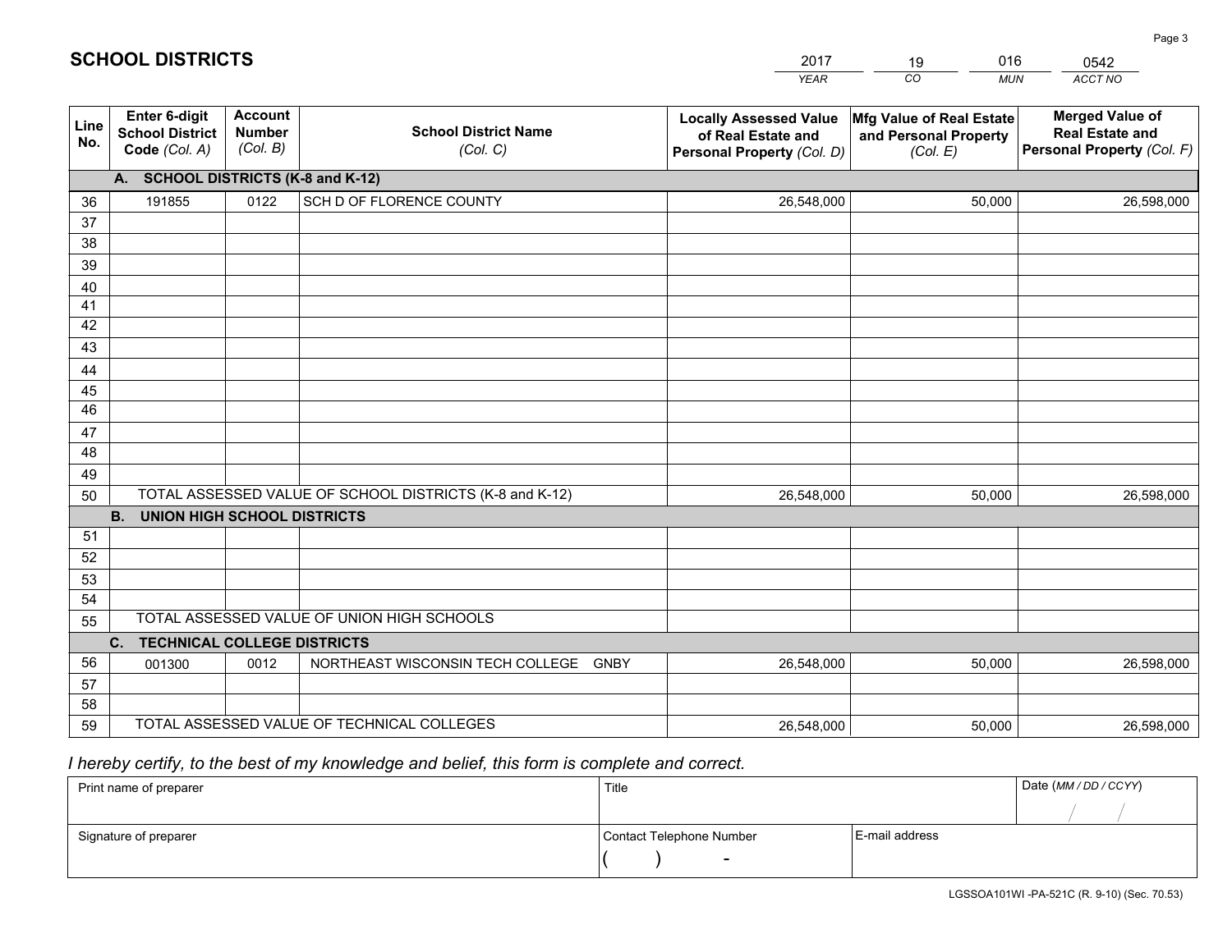## SCHOOL DISTRICTS

| 2017 | 19 | 016 | 0542 |
|---|---|---|---|
| *YEAR* | *CO* | *MUN* | *ACCT NO* |

| Line No. | Enter 6-digit School District Code *(Col. A)* | Account Number *(Col. B)* | School District Name *(Col. C)* | Locally Assessed Value of Real Estate and Personal Property *(Col. D)* | Mfg Value of Real Estate and Personal Property *(Col. E)* | Merged Value of Real Estate and Personal Property *(Col. F)* |
|---|---|---|---|---|---|---|
| | **A. SCHOOL DISTRICTS (K-8 and K-12)** | | | | | |
| 36 | 191855 | 0122 | SCH D OF FLORENCE COUNTY | 26,548,000 | 50,000 | 26,598,000 |
| 37 | | | | | | |
| 38 | | | | | | |
| 39 | | | | | | |
| 40 | | | | | | |
| 41 | | | | | | |
| 42 | | | | | | |
| 43 | | | | | | |
| 44 | | | | | | |
| 45 | | | | | | |
| 46 | | | | | | |
| 47 | | | | | | |
| 48 | | | | | | |
| 49 | | | | | | |
| 50 | TOTAL ASSESSED VALUE OF SCHOOL DISTRICTS (K-8 and K-12) | | | 26,548,000 | 50,000 | 26,598,000 |
| | **B. UNION HIGH SCHOOL DISTRICTS** | | | | | |
| 51 | | | | | | |
| 52 | | | | | | |
| 53 | | | | | | |
| 54 | | | | | | |
| 55 | TOTAL ASSESSED VALUE OF UNION HIGH SCHOOLS | | | | | |
| | **C. TECHNICAL COLLEGE DISTRICTS** | | | | | |
| 56 | 001300 | 0012 | NORTHEAST WISCONSIN TECH COLLEGE GNBY | 26,548,000 | 50,000 | 26,598,000 |
| 57 | | | | | | |
| 58 | | | | | | |
| 59 | TOTAL ASSESSED VALUE OF TECHNICAL COLLEGES | | | 26,548,000 | 50,000 | 26,598,000 |

*I hereby certify, to the best of my knowledge and belief, this form is complete and correct.*

| Print name of preparer | Title | | Date *(MM / DD / CCYY)* |
|---|---|---|---|
| | | | / / |
| Signature of preparer | Contact Telephone Number | E-mail address | |
| | ( ) - | | |

LGSSOA101WI -PA-521C (R. 9-10) (Sec. 70.53)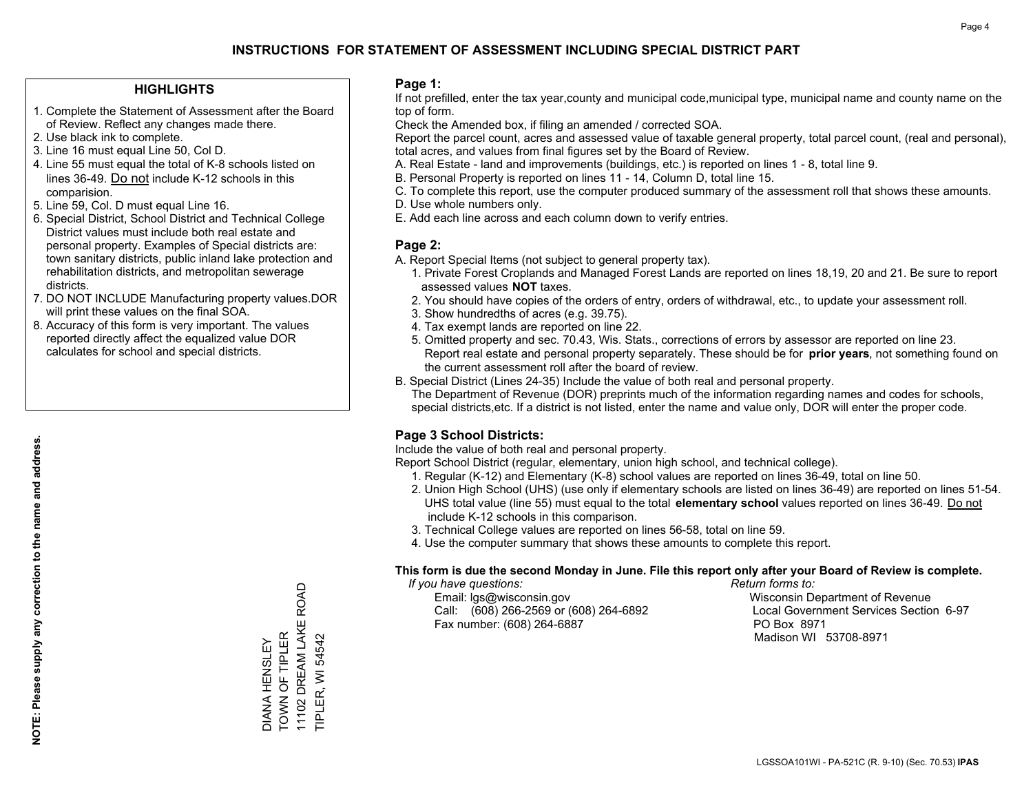# INSTRUCTIONS FOR STATEMENT OF ASSESSMENT INCLUDING SPECIAL DISTRICT PART

## HIGHLIGHTS

1. Complete the Statement of Assessment after the Board of Review. Reflect any changes made there.
2. Use black ink to complete.
3. Line 16 must equal Line 50, Col D.
4. Line 55 must equal the total of K-8 schools listed on lines 36-49. Do not include K-12 schools in this comparision.
5. Line 59, Col. D must equal Line 16.
6. Special District, School District and Technical College District values must include both real estate and personal property. Examples of Special districts are: town sanitary districts, public inland lake protection and rehabilitation districts, and metropolitan sewerage districts.
7. DO NOT INCLUDE Manufacturing property values.DOR will print these values on the final SOA.
8. Accuracy of this form is very important. The values reported directly affect the equalized value DOR calculates for school and special districts.

**NOTE: Please supply any correction to the name and address.**

DIANA HENSLEY
TOWN OF TIPLER
11102 DREAM LAKE ROAD
TIPLER, WI 54542

## Page 1:

If not prefilled, enter the tax year,county and municipal code,municipal type, municipal name and county name on the top of form.

Check the Amended box, if filing an amended / corrected SOA.

Report the parcel count, acres and assessed value of taxable general property, total parcel count, (real and personal), total acres, and values from final figures set by the Board of Review.

A. Real Estate - land and improvements (buildings, etc.) is reported on lines 1 - 8, total line 9.
B. Personal Property is reported on lines 11 - 14, Column D, total line 15.
C. To complete this report, use the computer produced summary of the assessment roll that shows these amounts.
D. Use whole numbers only.
E. Add each line across and each column down to verify entries.

## Page 2:

A. Report Special Items (not subject to general property tax).
   1. Private Forest Croplands and Managed Forest Lands are reported on lines 18,19, 20 and 21. Be sure to report assessed values **NOT** taxes.
   2. You should have copies of the orders of entry, orders of withdrawal, etc., to update your assessment roll.
   3. Show hundredths of acres (e.g. 39.75).
   4. Tax exempt lands are reported on line 22.
   5. Omitted property and sec. 70.43, Wis. Stats., corrections of errors by assessor are reported on line 23. Report real estate and personal property separately. These should be for **prior years**, not something found on the current assessment roll after the board of review.
B. Special District (Lines 24-35) Include the value of both real and personal property.
   The Department of Revenue (DOR) preprints much of the information regarding names and codes for schools, special districts,etc. If a district is not listed, enter the name and value only, DOR will enter the proper code.

## Page 3 School Districts:

Include the value of both real and personal property.

Report School District (regular, elementary, union high school, and technical college).

1. Regular (K-12) and Elementary (K-8) school values are reported on lines 36-49, total on line 50.
2. Union High School (UHS) (use only if elementary schools are listed on lines 36-49) are reported on lines 51-54. UHS total value (line 55) must equal to the total **elementary school** values reported on lines 36-49. Do not include K-12 schools in this comparison.
3. Technical College values are reported on lines 56-58, total on line 59.
4. Use the computer summary that shows these amounts to complete this report.

**This form is due the second Monday in June. File this report only after your Board of Review is complete.**

*If you have questions:*
Email: lgs@wisconsin.gov
Call: (608) 266-2569 or (608) 264-6892
Fax number: (608) 264-6887

*Return forms to:*
Wisconsin Department of Revenue
Local Government Services Section 6-97
PO Box 8971
Madison WI 53708-8971

LGSSOA101WI - PA-521C (R. 9-10) (Sec. 70.53) **IPAS**